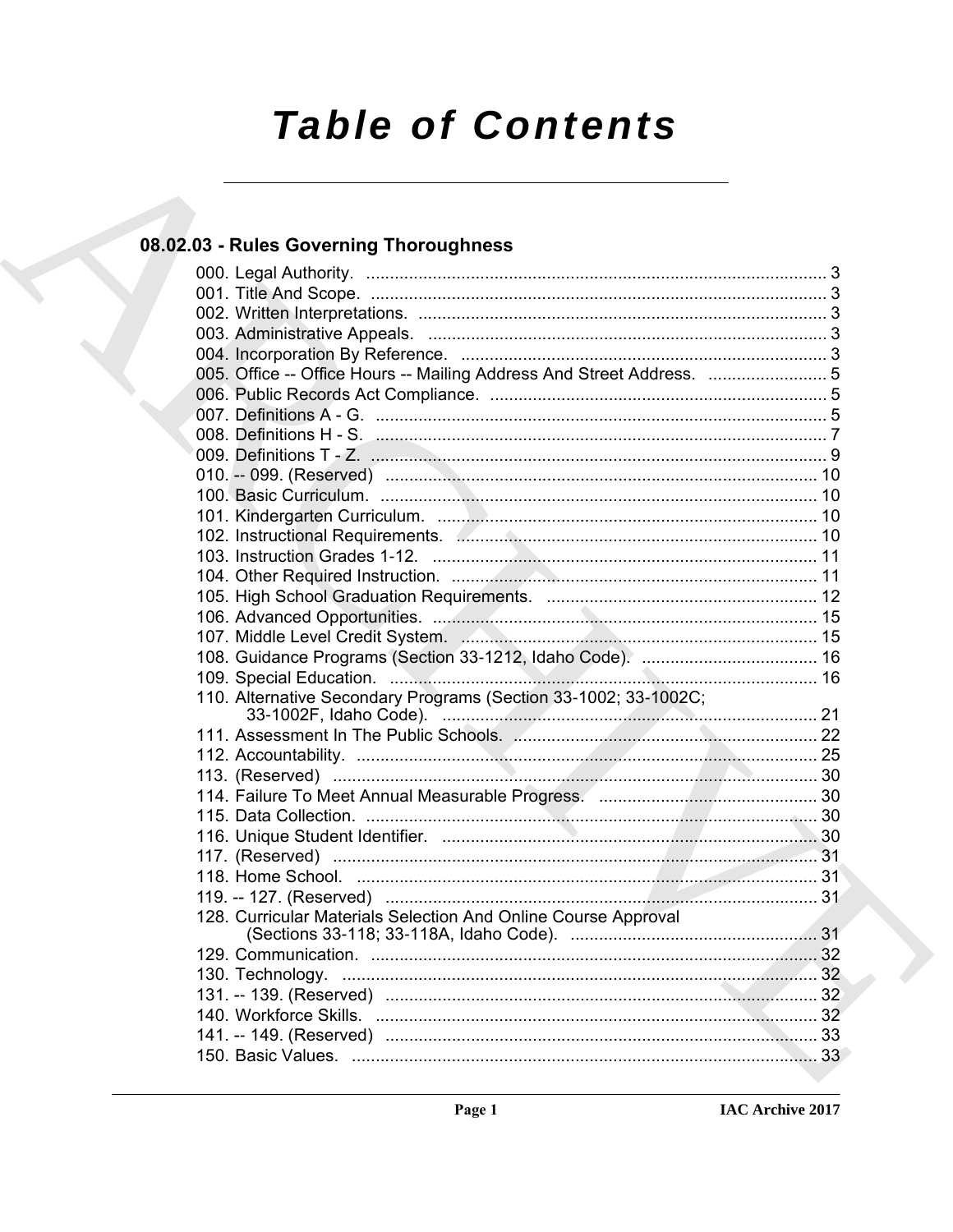# Table of Contents

## 08.02.03 - Rules Governing Thoroughness

000. Legal Authority. ........................................................................................ 3
001. Title And Scope. ........................................................................................ 3
002. Written Interpretations. ............................................................................ 3
003. Administrative Appeals. ........................................................................... 3
004. Incorporation By Reference. .................................................................... 3
005. Office -- Office Hours -- Mailing Address And Street Address. ......................... 5
006. Public Records Act Compliance. .............................................................. 5
007. Definitions A - G. ..................................................................................... 5
008. Definitions H - S. ..................................................................................... 7
009. Definitions T - Z. ..................................................................................... 9
010. -- 099. (Reserved) .................................................................................. 10
100. Basic Curriculum. .................................................................................. 10
101. Kindergarten Curriculum. ....................................................................... 10
102. Instructional Requirements. .................................................................... 10
103. Instruction Grades 1-12. ......................................................................... 11
104. Other Required Instruction. .................................................................... 11
105. High School Graduation Requirements. ................................................... 12
106. Advanced Opportunities. ........................................................................ 15
107. Middle Level Credit System. ................................................................... 15
108. Guidance Programs (Section 33-1212, Idaho Code). ..................................... 16
109. Special Education. ................................................................................. 16
110. Alternative Secondary Programs (Section 33-1002; 33-1002C; 33-1002F, Idaho Code). ........................................................................ 21
111. Assessment In The Public Schools. ........................................................ 22
112. Accountability. ...................................................................................... 25
113. (Reserved) ............................................................................................ 30
114. Failure To Meet Annual Measurable Progress. .......................................... 30
115. Data Collection. .................................................................................... 30
116. Unique Student Identifier. ...................................................................... 30
117. (Reserved) ............................................................................................ 31
118. Home School. ........................................................................................ 31
119. -- 127. (Reserved) .................................................................................. 31
128. Curricular Materials Selection And Online Course Approval (Sections 33-118; 33-118A, Idaho Code). ..................................................... 31
129. Communication. .................................................................................... 32
130. Technology. ........................................................................................... 32
131. -- 139. (Reserved) .................................................................................. 32
140. Workforce Skills. .................................................................................... 32
141. -- 149. (Reserved) .................................................................................. 33
150. Basic Values. ........................................................................................ 33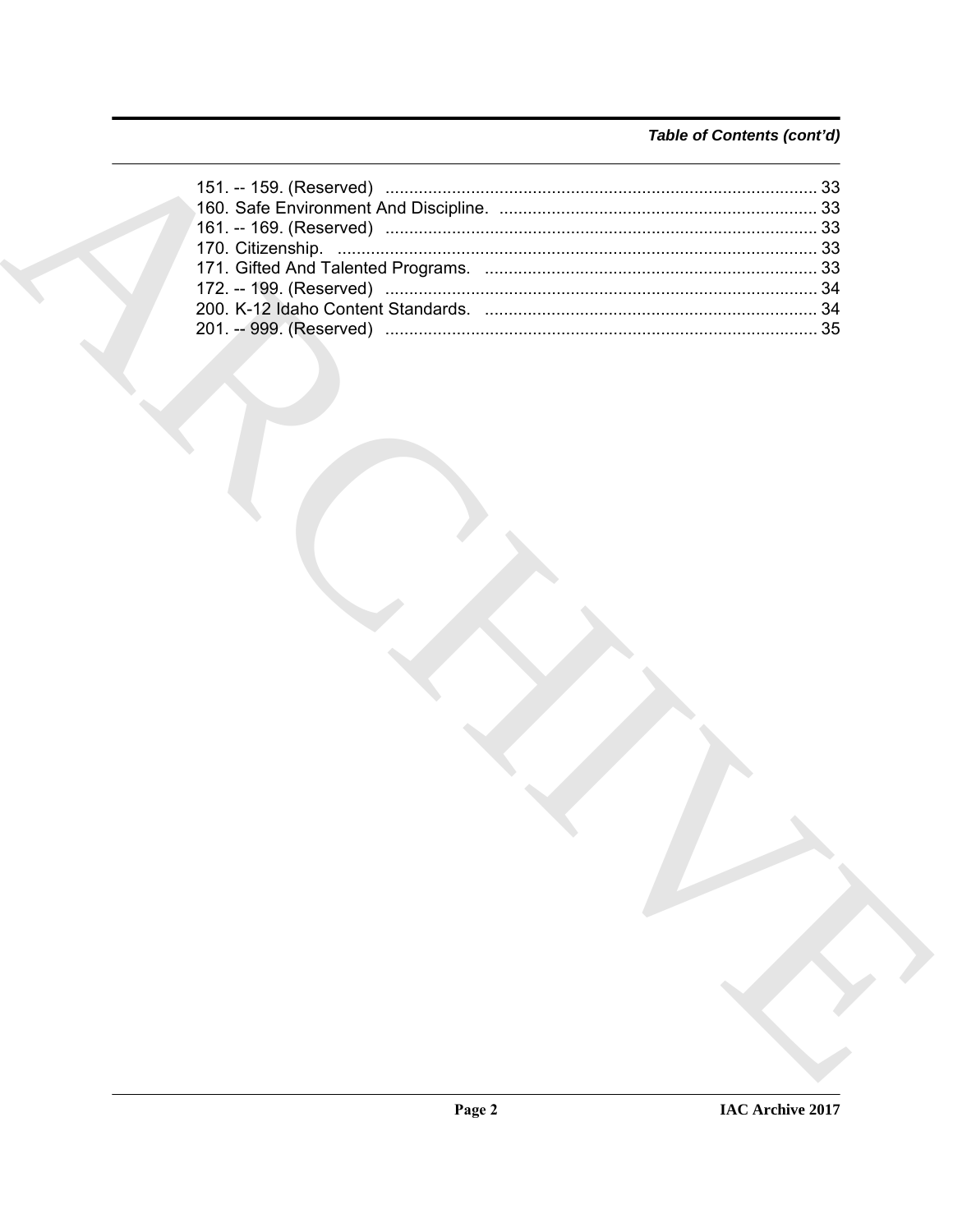*Table of Contents (cont'd)*

151. -- 159. (Reserved) ........................................................................................... 33
160. Safe Environment And Discipline. ................................................................... 33
161. -- 169. (Reserved) ........................................................................................... 33
170. Citizenship. ...................................................................................................... 33
171. Gifted And Talented Programs. ...................................................................... 33
172. -- 199. (Reserved) ........................................................................................... 34
200. K-12 Idaho Content Standards. ...................................................................... 34
201. -- 999. (Reserved) ........................................................................................... 35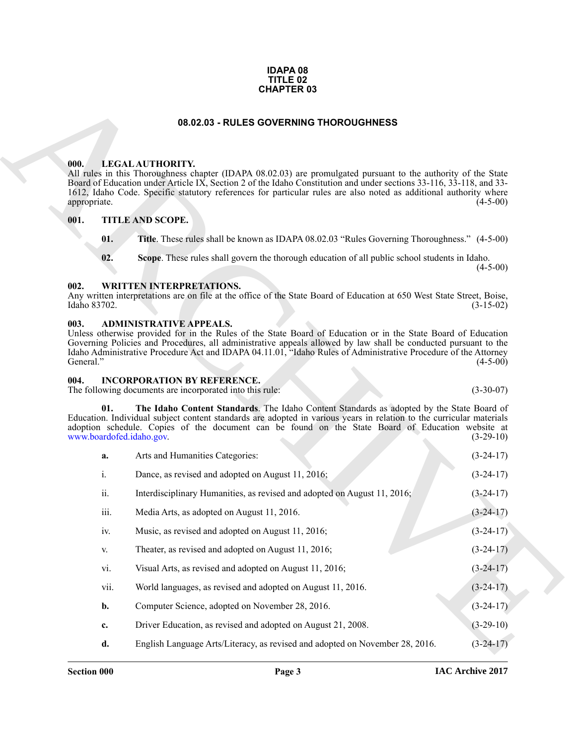**IDAPA 08**
**TITLE 02**
**CHAPTER 03**

# 08.02.03 - RULES GOVERNING THOROUGHNESS

## 000. LEGAL AUTHORITY.

All rules in this Thoroughness chapter (IDAPA 08.02.03) are promulgated pursuant to the authority of the State Board of Education under Article IX, Section 2 of the Idaho Constitution and under sections 33-116, 33-118, and 33-1612, Idaho Code. Specific statutory references for particular rules are also noted as additional authority where appropriate. (4-5-00)

## 001. TITLE AND SCOPE.

**01. Title**. These rules shall be known as IDAPA 08.02.03 "Rules Governing Thoroughness." (4-5-00)

**02. Scope**. These rules shall govern the thorough education of all public school students in Idaho. (4-5-00)

## 002. WRITTEN INTERPRETATIONS.

Any written interpretations are on file at the office of the State Board of Education at 650 West State Street, Boise, Idaho 83702. (3-15-02)

## 003. ADMINISTRATIVE APPEALS.

Unless otherwise provided for in the Rules of the State Board of Education or in the State Board of Education Governing Policies and Procedures, all administrative appeals allowed by law shall be conducted pursuant to the Idaho Administrative Procedure Act and IDAPA 04.11.01, "Idaho Rules of Administrative Procedure of the Attorney General." (4-5-00)

## 004. INCORPORATION BY REFERENCE.

The following documents are incorporated into this rule: (3-30-07)

**01. The Idaho Content Standards**. The Idaho Content Standards as adopted by the State Board of Education. Individual subject content standards are adopted in various years in relation to the curricular materials adoption schedule. Copies of the document can be found on the State Board of Education website at www.boardofed.idaho.gov. (3-29-10)

**a.** Arts and Humanities Categories: (3-24-17)

i. Dance, as revised and adopted on August 11, 2016; (3-24-17)

ii. Interdisciplinary Humanities, as revised and adopted on August 11, 2016; (3-24-17)

iii. Media Arts, as adopted on August 11, 2016. (3-24-17)

iv. Music, as revised and adopted on August 11, 2016; (3-24-17)

v. Theater, as revised and adopted on August 11, 2016; (3-24-17)

vi. Visual Arts, as revised and adopted on August 11, 2016; (3-24-17)

vii. World languages, as revised and adopted on August 11, 2016. (3-24-17)

**b.** Computer Science, adopted on November 28, 2016. (3-24-17)

**c.** Driver Education, as revised and adopted on August 21, 2008. (3-29-10)

**d.** English Language Arts/Literacy, as revised and adopted on November 28, 2016. (3-24-17)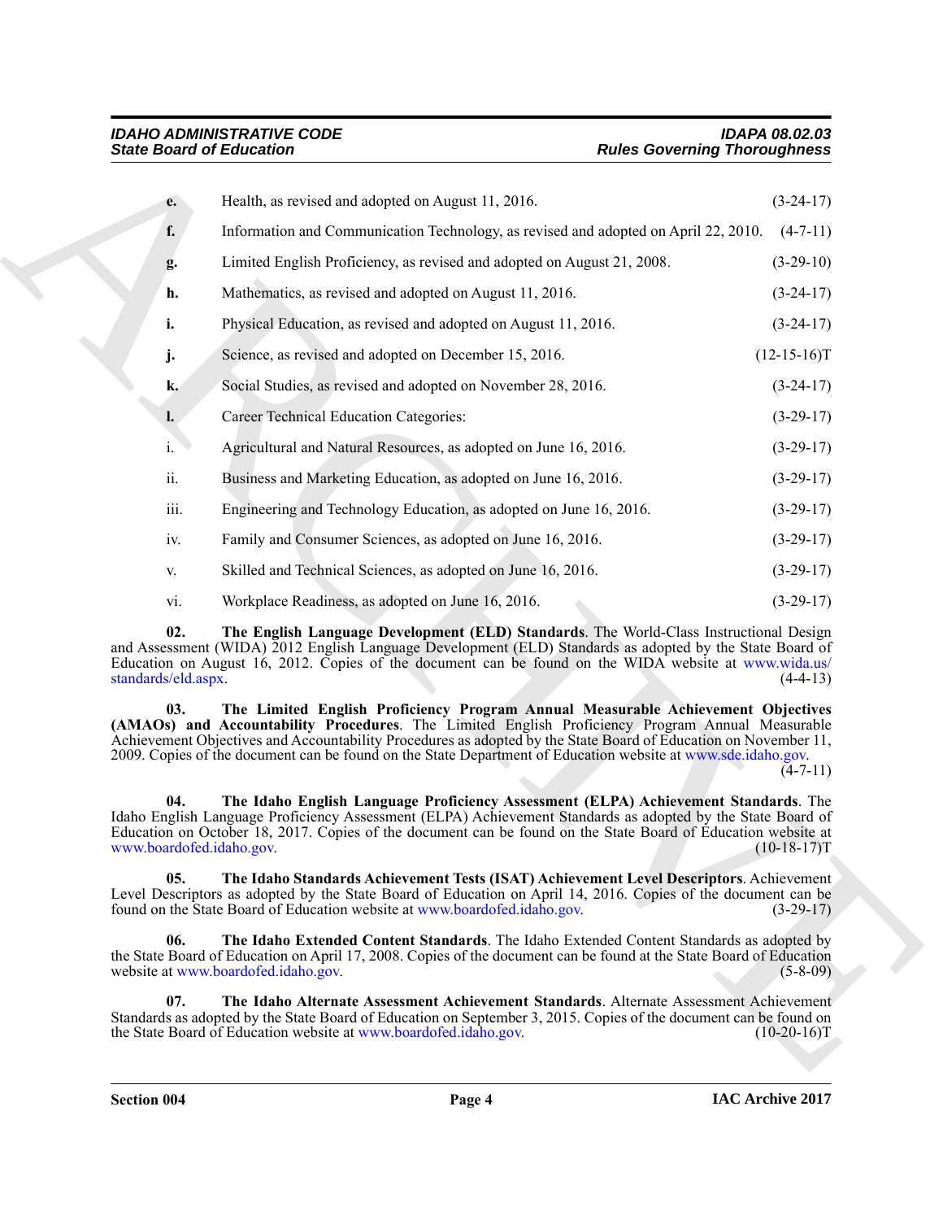**e.** Health, as revised and adopted on August 11, 2016. (3-24-17)

**f.** Information and Communication Technology, as revised and adopted on April 22, 2010. (4-7-11)

**g.** Limited English Proficiency, as revised and adopted on August 21, 2008. (3-29-10)

**h.** Mathematics, as revised and adopted on August 11, 2016. (3-24-17)

**i.** Physical Education, as revised and adopted on August 11, 2016. (3-24-17)

**j.** Science, as revised and adopted on December 15, 2016. (12-15-16)T

**k.** Social Studies, as revised and adopted on November 28, 2016. (3-24-17)

**l.** Career Technical Education Categories: (3-29-17)

i. Agricultural and Natural Resources, as adopted on June 16, 2016. (3-29-17)

ii. Business and Marketing Education, as adopted on June 16, 2016. (3-29-17)

iii. Engineering and Technology Education, as adopted on June 16, 2016. (3-29-17)

iv. Family and Consumer Sciences, as adopted on June 16, 2016. (3-29-17)

v. Skilled and Technical Sciences, as adopted on June 16, 2016. (3-29-17)

vi. Workplace Readiness, as adopted on June 16, 2016. (3-29-17)

**02. The English Language Development (ELD) Standards**. The World-Class Instructional Design and Assessment (WIDA) 2012 English Language Development (ELD) Standards as adopted by the State Board of Education on August 16, 2012. Copies of the document can be found on the WIDA website at www.wida.us/standards/eld.aspx. (4-4-13)

**03. The Limited English Proficiency Program Annual Measurable Achievement Objectives (AMAOs) and Accountability Procedures**. The Limited English Proficiency Program Annual Measurable Achievement Objectives and Accountability Procedures as adopted by the State Board of Education on November 11, 2009. Copies of the document can be found on the State Department of Education website at www.sde.idaho.gov. (4-7-11)

**04. The Idaho English Language Proficiency Assessment (ELPA) Achievement Standards**. The Idaho English Language Proficiency Assessment (ELPA) Achievement Standards as adopted by the State Board of Education on October 18, 2017. Copies of the document can be found on the State Board of Education website at www.boardofed.idaho.gov. (10-18-17)T

**05. The Idaho Standards Achievement Tests (ISAT) Achievement Level Descriptors**. Achievement Level Descriptors as adopted by the State Board of Education on April 14, 2016. Copies of the document can be found on the State Board of Education website at www.boardofed.idaho.gov. (3-29-17)

**06. The Idaho Extended Content Standards**. The Idaho Extended Content Standards as adopted by the State Board of Education on April 17, 2008. Copies of the document can be found at the State Board of Education website at www.boardofed.idaho.gov. (5-8-09)

**07. The Idaho Alternate Assessment Achievement Standards**. Alternate Assessment Achievement Standards as adopted by the State Board of Education on September 3, 2015. Copies of the document can be found on the State Board of Education website at www.boardofed.idaho.gov. (10-20-16)T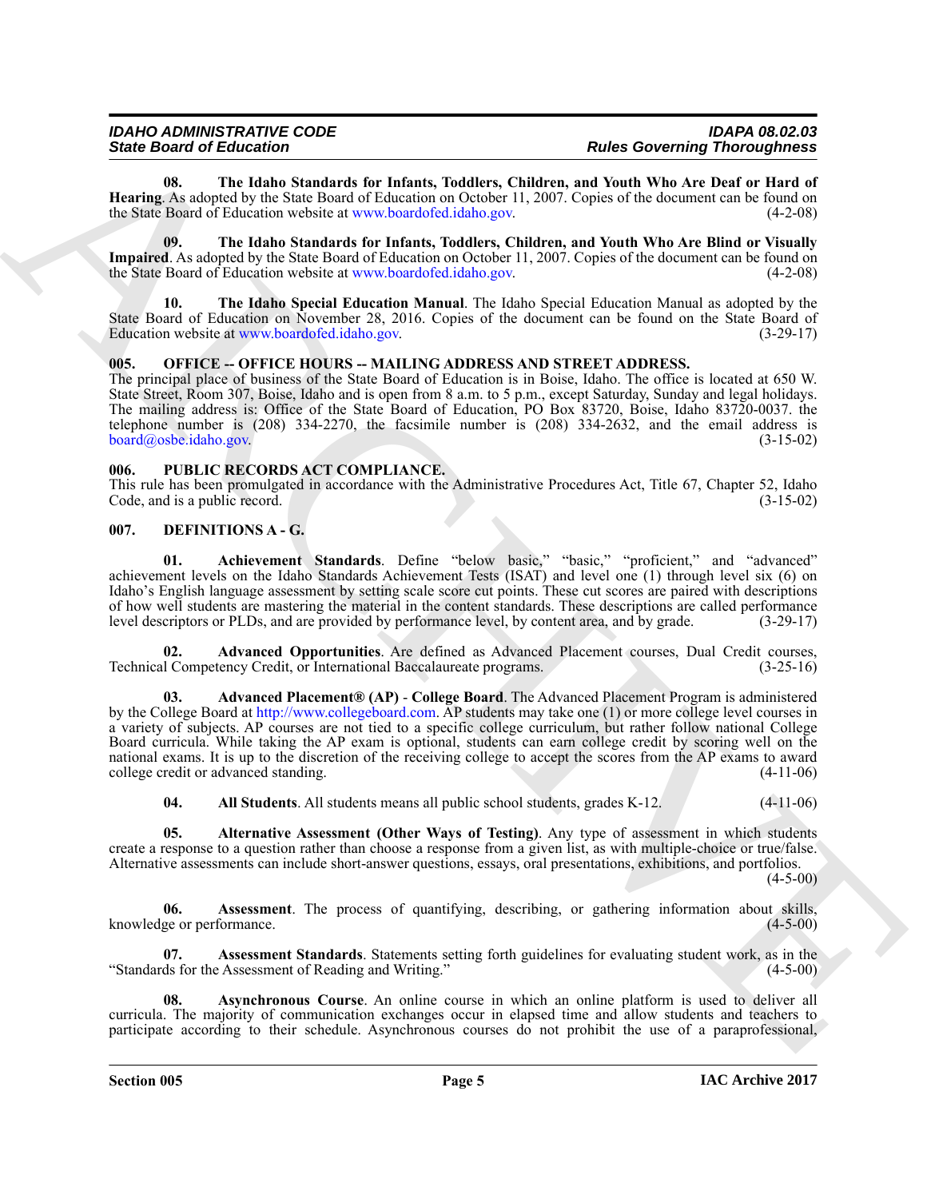**08. The Idaho Standards for Infants, Toddlers, Children, and Youth Who Are Deaf or Hard of Hearing**. As adopted by the State Board of Education on October 11, 2007. Copies of the document can be found on the State Board of Education website at www.boardofed.idaho.gov. (4-2-08)

**09. The Idaho Standards for Infants, Toddlers, Children, and Youth Who Are Blind or Visually Impaired**. As adopted by the State Board of Education on October 11, 2007. Copies of the document can be found on the State Board of Education website at www.boardofed.idaho.gov. (4-2-08)

**10. The Idaho Special Education Manual**. The Idaho Special Education Manual as adopted by the State Board of Education on November 28, 2016. Copies of the document can be found on the State Board of Education website at www.boardofed.idaho.gov. (3-29-17)

### 005. OFFICE -- OFFICE HOURS -- MAILING ADDRESS AND STREET ADDRESS.

The principal place of business of the State Board of Education is in Boise, Idaho. The office is located at 650 W. State Street, Room 307, Boise, Idaho and is open from 8 a.m. to 5 p.m., except Saturday, Sunday and legal holidays. The mailing address is: Office of the State Board of Education, PO Box 83720, Boise, Idaho 83720-0037. the telephone number is (208) 334-2270, the facsimile number is (208) 334-2632, and the email address is board@osbe.idaho.gov. (3-15-02)

### 006. PUBLIC RECORDS ACT COMPLIANCE.

This rule has been promulgated in accordance with the Administrative Procedures Act, Title 67, Chapter 52, Idaho Code, and is a public record. (3-15-02)

### 007. DEFINITIONS A - G.

**01. Achievement Standards**. Define "below basic," "basic," "proficient," and "advanced" achievement levels on the Idaho Standards Achievement Tests (ISAT) and level one (1) through level six (6) on Idaho's English language assessment by setting scale score cut points. These cut scores are paired with descriptions of how well students are mastering the material in the content standards. These descriptions are called performance level descriptors or PLDs, and are provided by performance level, by content area, and by grade. (3-29-17)

**02. Advanced Opportunities**. Are defined as Advanced Placement courses, Dual Credit courses, Technical Competency Credit, or International Baccalaureate programs. (3-25-16)

**03. Advanced Placement® (AP) - College Board**. The Advanced Placement Program is administered by the College Board at http://www.collegeboard.com. AP students may take one (1) or more college level courses in a variety of subjects. AP courses are not tied to a specific college curriculum, but rather follow national College Board curricula. While taking the AP exam is optional, students can earn college credit by scoring well on the national exams. It is up to the discretion of the receiving college to accept the scores from the AP exams to award college credit or advanced standing. (4-11-06)

**04. All Students**. All students means all public school students, grades K-12. (4-11-06)

**05. Alternative Assessment (Other Ways of Testing)**. Any type of assessment in which students create a response to a question rather than choose a response from a given list, as with multiple-choice or true/false. Alternative assessments can include short-answer questions, essays, oral presentations, exhibitions, and portfolios. (4-5-00)

**06. Assessment**. The process of quantifying, describing, or gathering information about skills, knowledge or performance. (4-5-00)

**07. Assessment Standards**. Statements setting forth guidelines for evaluating student work, as in the "Standards for the Assessment of Reading and Writing." (4-5-00)

**08. Asynchronous Course**. An online course in which an online platform is used to deliver all curricula. The majority of communication exchanges occur in elapsed time and allow students and teachers to participate according to their schedule. Asynchronous courses do not prohibit the use of a paraprofessional,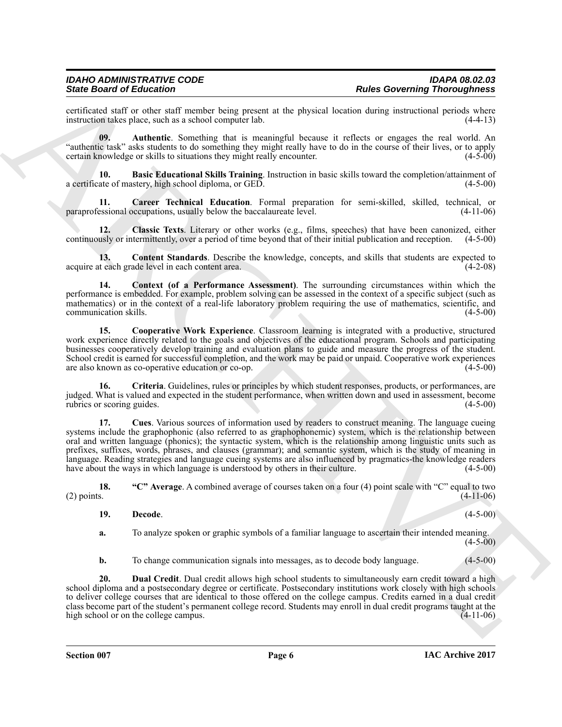certificated staff or other staff member being present at the physical location during instructional periods where instruction takes place, such as a school computer lab. (4-4-13)

**09. Authentic**. Something that is meaningful because it reflects or engages the real world. An "authentic task" asks students to do something they might really have to do in the course of their lives, or to apply certain knowledge or skills to situations they might really encounter. (4-5-00)

**10. Basic Educational Skills Training**. Instruction in basic skills toward the completion/attainment of a certificate of mastery, high school diploma, or GED. (4-5-00)

**11. Career Technical Education**. Formal preparation for semi-skilled, skilled, technical, or paraprofessional occupations, usually below the baccalaureate level. (4-11-06)

**12. Classic Texts**. Literary or other works (e.g., films, speeches) that have been canonized, either continuously or intermittently, over a period of time beyond that of their initial publication and reception. (4-5-00)

**13. Content Standards**. Describe the knowledge, concepts, and skills that students are expected to acquire at each grade level in each content area. (4-2-08)

**14. Context (of a Performance Assessment)**. The surrounding circumstances within which the performance is embedded. For example, problem solving can be assessed in the context of a specific subject (such as mathematics) or in the context of a real-life laboratory problem requiring the use of mathematics, scientific, and communication skills. (4-5-00)

**15. Cooperative Work Experience**. Classroom learning is integrated with a productive, structured work experience directly related to the goals and objectives of the educational program. Schools and participating businesses cooperatively develop training and evaluation plans to guide and measure the progress of the student. School credit is earned for successful completion, and the work may be paid or unpaid. Cooperative work experiences are also known as co-operative education or co-op. (4-5-00)

**16. Criteria**. Guidelines, rules or principles by which student responses, products, or performances, are judged. What is valued and expected in the student performance, when written down and used in assessment, become rubrics or scoring guides. (4-5-00)

**17. Cues**. Various sources of information used by readers to construct meaning. The language cueing systems include the graphophonic (also referred to as graphophonemic) system, which is the relationship between oral and written language (phonics); the syntactic system, which is the relationship among linguistic units such as prefixes, suffixes, words, phrases, and clauses (grammar); and semantic system, which is the study of meaning in language. Reading strategies and language cueing systems are also influenced by pragmatics-the knowledge readers have about the ways in which language is understood by others in their culture. (4-5-00)

**18. "C" Average**. A combined average of courses taken on a four (4) point scale with "C" equal to two (2) points. (4-11-06)

**19. Decode**. (4-5-00)

**a.** To analyze spoken or graphic symbols of a familiar language to ascertain their intended meaning. (4-5-00)

**b.** To change communication signals into messages, as to decode body language. (4-5-00)

**20. Dual Credit**. Dual credit allows high school students to simultaneously earn credit toward a high school diploma and a postsecondary degree or certificate. Postsecondary institutions work closely with high schools to deliver college courses that are identical to those offered on the college campus. Credits earned in a dual credit class become part of the student's permanent college record. Students may enroll in dual credit programs taught at the high school or on the college campus. (4-11-06)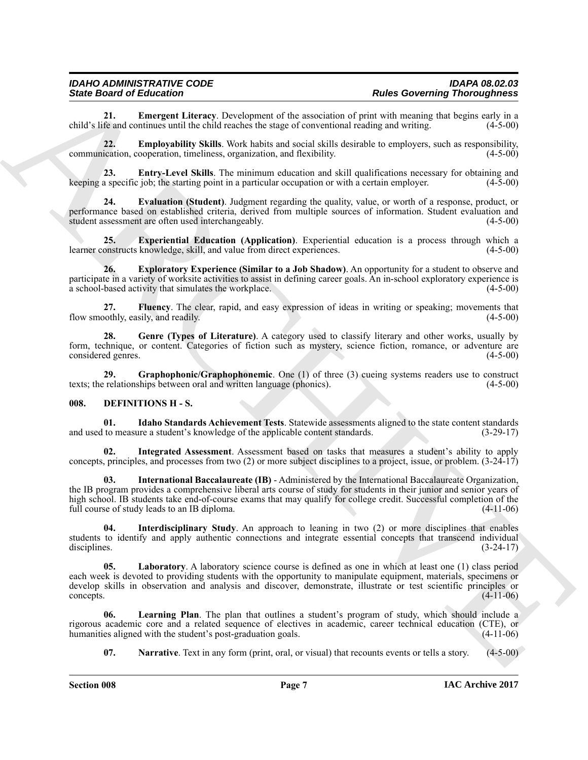**21. Emergent Literacy**. Development of the association of print with meaning that begins early in a child's life and continues until the child reaches the stage of conventional reading and writing. (4-5-00)

**22. Employability Skills**. Work habits and social skills desirable to employers, such as responsibility, communication, cooperation, timeliness, organization, and flexibility. (4-5-00)

**23. Entry-Level Skills**. The minimum education and skill qualifications necessary for obtaining and keeping a specific job; the starting point in a particular occupation or with a certain employer. (4-5-00)

**24. Evaluation (Student)**. Judgment regarding the quality, value, or worth of a response, product, or performance based on established criteria, derived from multiple sources of information. Student evaluation and student assessment are often used interchangeably. (4-5-00)

**25. Experiential Education (Application)**. Experiential education is a process through which a learner constructs knowledge, skill, and value from direct experiences. (4-5-00)

**26. Exploratory Experience (Similar to a Job Shadow)**. An opportunity for a student to observe and participate in a variety of worksite activities to assist in defining career goals. An in-school exploratory experience is a school-based activity that simulates the workplace. (4-5-00)

**27. Fluency**. The clear, rapid, and easy expression of ideas in writing or speaking; movements that flow smoothly, easily, and readily. (4-5-00)

**28. Genre (Types of Literature)**. A category used to classify literary and other works, usually by form, technique, or content. Categories of fiction such as mystery, science fiction, romance, or adventure are considered genres. (4-5-00)

**29. Graphophonic/Graphophonemic**. One (1) of three (3) cueing systems readers use to construct texts; the relationships between oral and written language (phonics). (4-5-00)

## 008. DEFINITIONS H - S.

**01. Idaho Standards Achievement Tests**. Statewide assessments aligned to the state content standards and used to measure a student's knowledge of the applicable content standards. (3-29-17)

**02. Integrated Assessment**. Assessment based on tasks that measures a student's ability to apply concepts, principles, and processes from two (2) or more subject disciplines to a project, issue, or problem. (3-24-17)

**03. International Baccalaureate (IB)** - Administered by the International Baccalaureate Organization, the IB program provides a comprehensive liberal arts course of study for students in their junior and senior years of high school. IB students take end-of-course exams that may qualify for college credit. Successful completion of the full course of study leads to an IB diploma. (4-11-06)

**04. Interdisciplinary Study**. An approach to leaning in two (2) or more disciplines that enables students to identify and apply authentic connections and integrate essential concepts that transcend individual disciplines. (3-24-17)

**05. Laboratory**. A laboratory science course is defined as one in which at least one (1) class period each week is devoted to providing students with the opportunity to manipulate equipment, materials, specimens or develop skills in observation and analysis and discover, demonstrate, illustrate or test scientific principles or concepts. (4-11-06)

**06. Learning Plan**. The plan that outlines a student's program of study, which should include a rigorous academic core and a related sequence of electives in academic, career technical education (CTE), or humanities aligned with the student's post-graduation goals. (4-11-06)

**07. Narrative**. Text in any form (print, oral, or visual) that recounts events or tells a story. (4-5-00)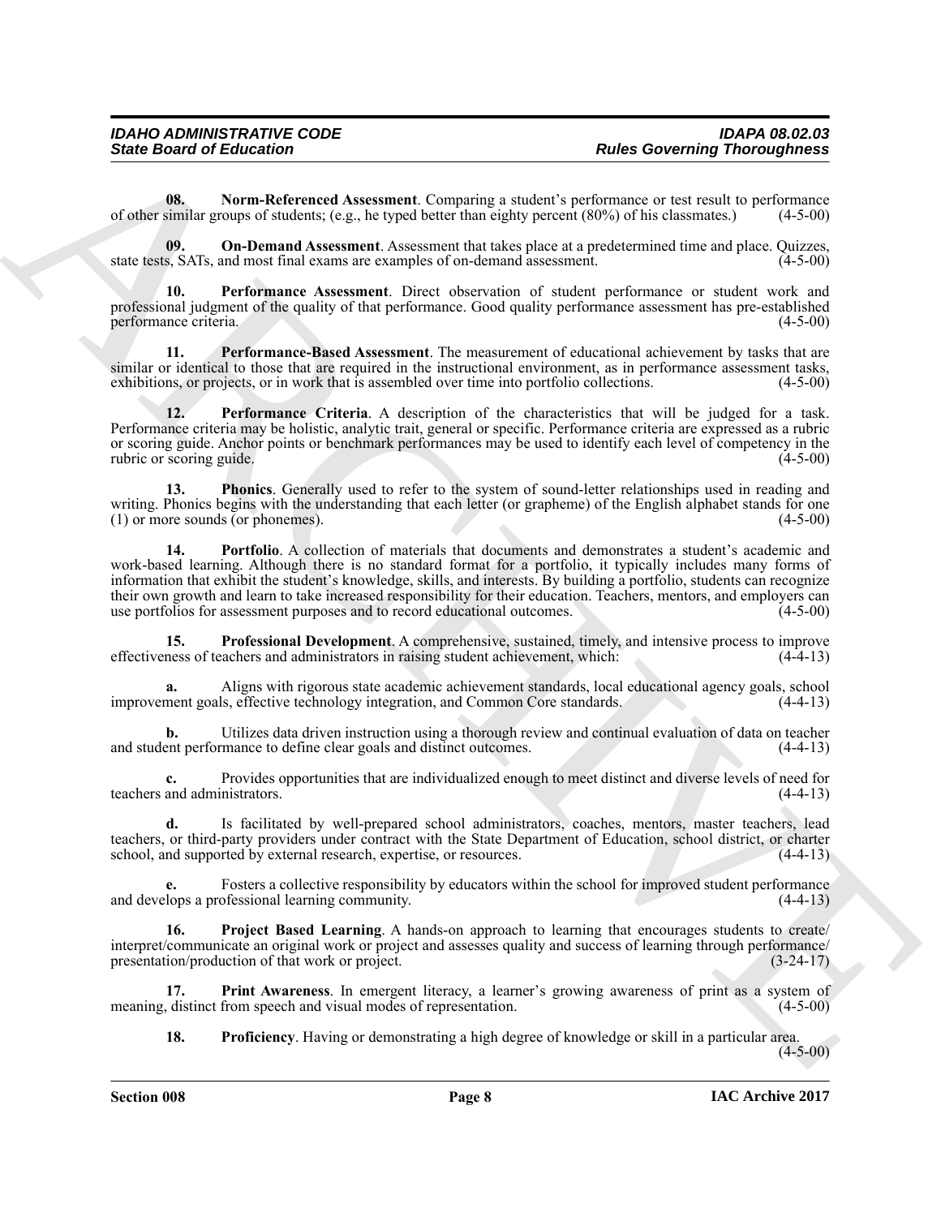**08. Norm-Referenced Assessment**. Comparing a student's performance or test result to performance of other similar groups of students; (e.g., he typed better than eighty percent (80%) of his classmates.) (4-5-00)

**09. On-Demand Assessment**. Assessment that takes place at a predetermined time and place. Quizzes, state tests, SATs, and most final exams are examples of on-demand assessment. (4-5-00)

**10. Performance Assessment**. Direct observation of student performance or student work and professional judgment of the quality of that performance. Good quality performance assessment has pre-established performance criteria. (4-5-00)

**11. Performance-Based Assessment**. The measurement of educational achievement by tasks that are similar or identical to those that are required in the instructional environment, as in performance assessment tasks, exhibitions, or projects, or in work that is assembled over time into portfolio collections. (4-5-00)

**12. Performance Criteria**. A description of the characteristics that will be judged for a task. Performance criteria may be holistic, analytic trait, general or specific. Performance criteria are expressed as a rubric or scoring guide. Anchor points or benchmark performances may be used to identify each level of competency in the rubric or scoring guide. (4-5-00)

**13. Phonics**. Generally used to refer to the system of sound-letter relationships used in reading and writing. Phonics begins with the understanding that each letter (or grapheme) of the English alphabet stands for one (1) or more sounds (or phonemes). (4-5-00)

**14. Portfolio**. A collection of materials that documents and demonstrates a student's academic and work-based learning. Although there is no standard format for a portfolio, it typically includes many forms of information that exhibit the student's knowledge, skills, and interests. By building a portfolio, students can recognize their own growth and learn to take increased responsibility for their education. Teachers, mentors, and employers can use portfolios for assessment purposes and to record educational outcomes. (4-5-00)

**15. Professional Development**. A comprehensive, sustained, timely, and intensive process to improve effectiveness of teachers and administrators in raising student achievement, which: (4-4-13)

**a.** Aligns with rigorous state academic achievement standards, local educational agency goals, school improvement goals, effective technology integration, and Common Core standards. (4-4-13)

**b.** Utilizes data driven instruction using a thorough review and continual evaluation of data on teacher and student performance to define clear goals and distinct outcomes. (4-4-13)

**c.** Provides opportunities that are individualized enough to meet distinct and diverse levels of need for teachers and administrators. (4-4-13)

**d.** Is facilitated by well-prepared school administrators, coaches, mentors, master teachers, lead teachers, or third-party providers under contract with the State Department of Education, school district, or charter school, and supported by external research, expertise, or resources. (4-4-13)

**e.** Fosters a collective responsibility by educators within the school for improved student performance and develops a professional learning community. (4-4-13)

**16. Project Based Learning**. A hands-on approach to learning that encourages students to create/interpret/communicate an original work or project and assesses quality and success of learning through performance/presentation/production of that work or project. (3-24-17)

**17. Print Awareness**. In emergent literacy, a learner's growing awareness of print as a system of meaning, distinct from speech and visual modes of representation. (4-5-00)

**18. Proficiency**. Having or demonstrating a high degree of knowledge or skill in a particular area. (4-5-00)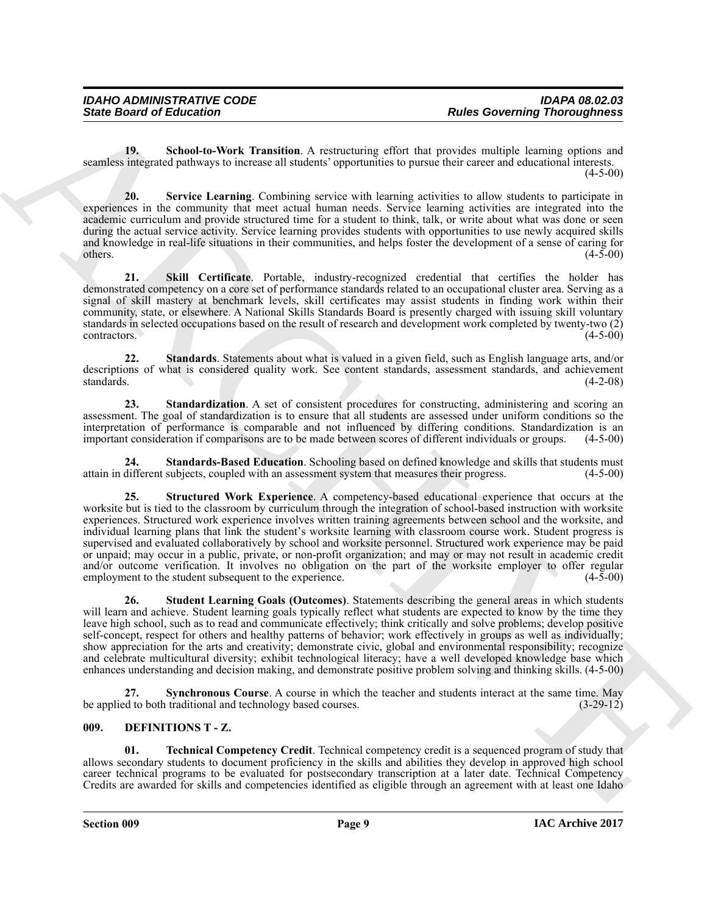**19. School-to-Work Transition**. A restructuring effort that provides multiple learning options and seamless integrated pathways to increase all students' opportunities to pursue their career and educational interests. (4-5-00)

**20. Service Learning**. Combining service with learning activities to allow students to participate in experiences in the community that meet actual human needs. Service learning activities are integrated into the academic curriculum and provide structured time for a student to think, talk, or write about what was done or seen during the actual service activity. Service learning provides students with opportunities to use newly acquired skills and knowledge in real-life situations in their communities, and helps foster the development of a sense of caring for others. (4-5-00)

**21. Skill Certificate**. Portable, industry-recognized credential that certifies the holder has demonstrated competency on a core set of performance standards related to an occupational cluster area. Serving as a signal of skill mastery at benchmark levels, skill certificates may assist students in finding work within their community, state, or elsewhere. A National Skills Standards Board is presently charged with issuing skill voluntary standards in selected occupations based on the result of research and development work completed by twenty-two (2) contractors. (4-5-00)

**22. Standards**. Statements about what is valued in a given field, such as English language arts, and/or descriptions of what is considered quality work. See content standards, assessment standards, and achievement standards. (4-2-08)

**23. Standardization**. A set of consistent procedures for constructing, administering and scoring an assessment. The goal of standardization is to ensure that all students are assessed under uniform conditions so the interpretation of performance is comparable and not influenced by differing conditions. Standardization is an important consideration if comparisons are to be made between scores of different individuals or groups. (4-5-00)

**24. Standards-Based Education**. Schooling based on defined knowledge and skills that students must attain in different subjects, coupled with an assessment system that measures their progress. (4-5-00)

**25. Structured Work Experience**. A competency-based educational experience that occurs at the worksite but is tied to the classroom by curriculum through the integration of school-based instruction with worksite experiences. Structured work experience involves written training agreements between school and the worksite, and individual learning plans that link the student's worksite learning with classroom course work. Student progress is supervised and evaluated collaboratively by school and worksite personnel. Structured work experience may be paid or unpaid; may occur in a public, private, or non-profit organization; and may or may not result in academic credit and/or outcome verification. It involves no obligation on the part of the worksite employer to offer regular employment to the student subsequent to the experience. (4-5-00)

**26. Student Learning Goals (Outcomes)**. Statements describing the general areas in which students will learn and achieve. Student learning goals typically reflect what students are expected to know by the time they leave high school, such as to read and communicate effectively; think critically and solve problems; develop positive self-concept, respect for others and healthy patterns of behavior; work effectively in groups as well as individually; show appreciation for the arts and creativity; demonstrate civic, global and environmental responsibility; recognize and celebrate multicultural diversity; exhibit technological literacy; have a well developed knowledge base which enhances understanding and decision making, and demonstrate positive problem solving and thinking skills. (4-5-00)

**27. Synchronous Course**. A course in which the teacher and students interact at the same time. May be applied to both traditional and technology based courses. (3-29-12)

## 009. DEFINITIONS T - Z.

**01. Technical Competency Credit**. Technical competency credit is a sequenced program of study that allows secondary students to document proficiency in the skills and abilities they develop in approved high school career technical programs to be evaluated for postsecondary transcription at a later date. Technical Competency Credits are awarded for skills and competencies identified as eligible through an agreement with at least one Idaho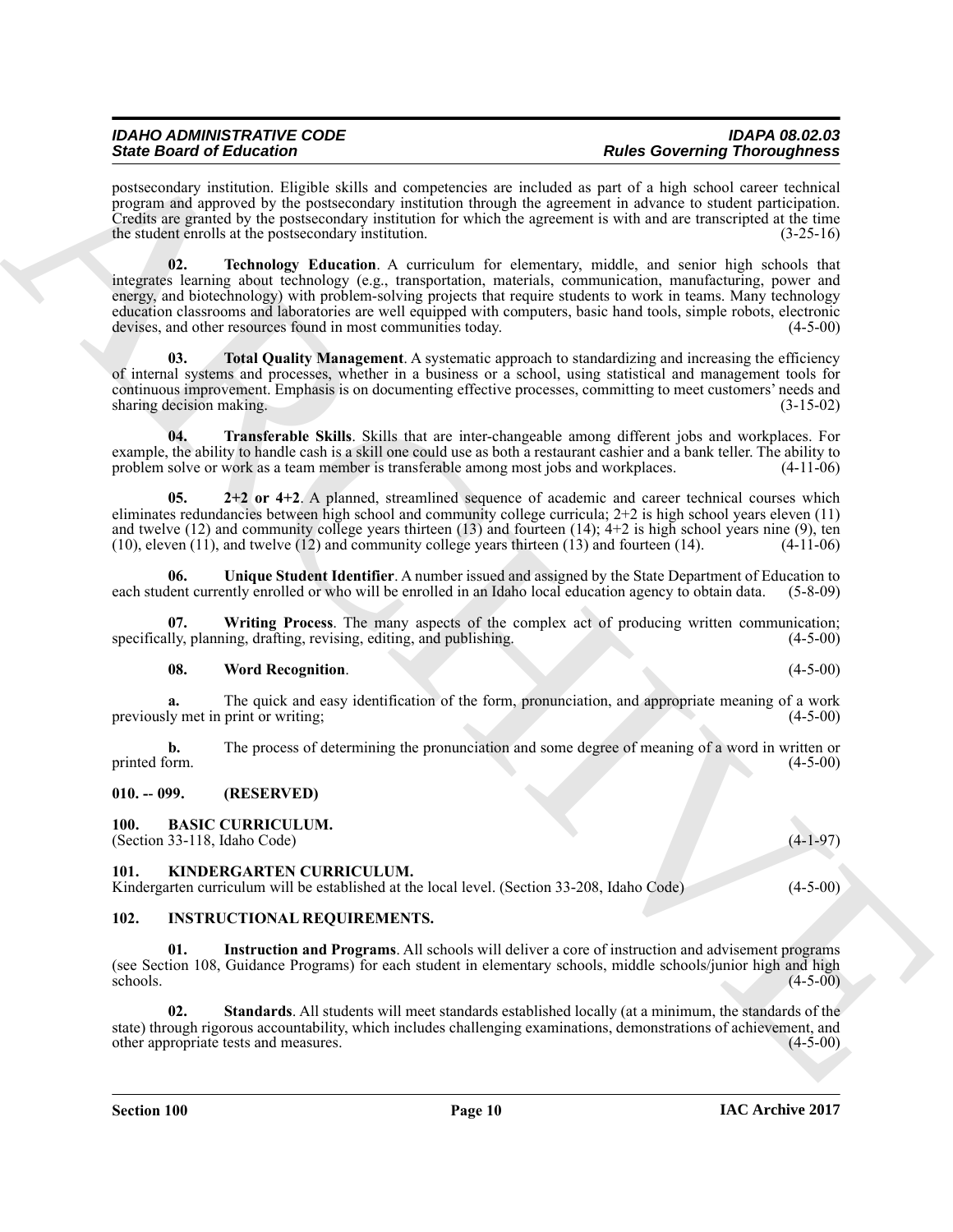postsecondary institution. Eligible skills and competencies are included as part of a high school career technical program and approved by the postsecondary institution through the agreement in advance to student participation. Credits are granted by the postsecondary institution for which the agreement is with and are transcripted at the time the student enrolls at the postsecondary institution. (3-25-16)

**02. Technology Education**. A curriculum for elementary, middle, and senior high schools that integrates learning about technology (e.g., transportation, materials, communication, manufacturing, power and energy, and biotechnology) with problem-solving projects that require students to work in teams. Many technology education classrooms and laboratories are well equipped with computers, basic hand tools, simple robots, electronic devises, and other resources found in most communities today. (4-5-00)

**03. Total Quality Management**. A systematic approach to standardizing and increasing the efficiency of internal systems and processes, whether in a business or a school, using statistical and management tools for continuous improvement. Emphasis is on documenting effective processes, committing to meet customers' needs and sharing decision making. (3-15-02)

**04. Transferable Skills**. Skills that are inter-changeable among different jobs and workplaces. For example, the ability to handle cash is a skill one could use as both a restaurant cashier and a bank teller. The ability to problem solve or work as a team member is transferable among most jobs and workplaces. (4-11-06)

**05. 2+2 or 4+2**. A planned, streamlined sequence of academic and career technical courses which eliminates redundancies between high school and community college curricula; 2+2 is high school years eleven (11) and twelve (12) and community college years thirteen (13) and fourteen (14); 4+2 is high school years nine (9), ten (10), eleven (11), and twelve (12) and community college years thirteen (13) and fourteen (14). (4-11-06)

**06. Unique Student Identifier**. A number issued and assigned by the State Department of Education to each student currently enrolled or who will be enrolled in an Idaho local education agency to obtain data. (5-8-09)

**07. Writing Process**. The many aspects of the complex act of producing written communication; specifically, planning, drafting, revising, editing, and publishing. (4-5-00)

**08. Word Recognition**. (4-5-00)

**a.** The quick and easy identification of the form, pronunciation, and appropriate meaning of a work previously met in print or writing; (4-5-00)

**b.** The process of determining the pronunciation and some degree of meaning of a word in written or printed form. (4-5-00)

## 010. -- 099. (RESERVED)

## 100. BASIC CURRICULUM.

(Section 33-118, Idaho Code) (4-1-97)

## 101. KINDERGARTEN CURRICULUM.

Kindergarten curriculum will be established at the local level. (Section 33-208, Idaho Code) (4-5-00)

## 102. INSTRUCTIONAL REQUIREMENTS.

**01. Instruction and Programs**. All schools will deliver a core of instruction and advisement programs (see Section 108, Guidance Programs) for each student in elementary schools, middle schools/junior high and high schools. (4-5-00)

**02. Standards**. All students will meet standards established locally (at a minimum, the standards of the state) through rigorous accountability, which includes challenging examinations, demonstrations of achievement, and other appropriate tests and measures. (4-5-00)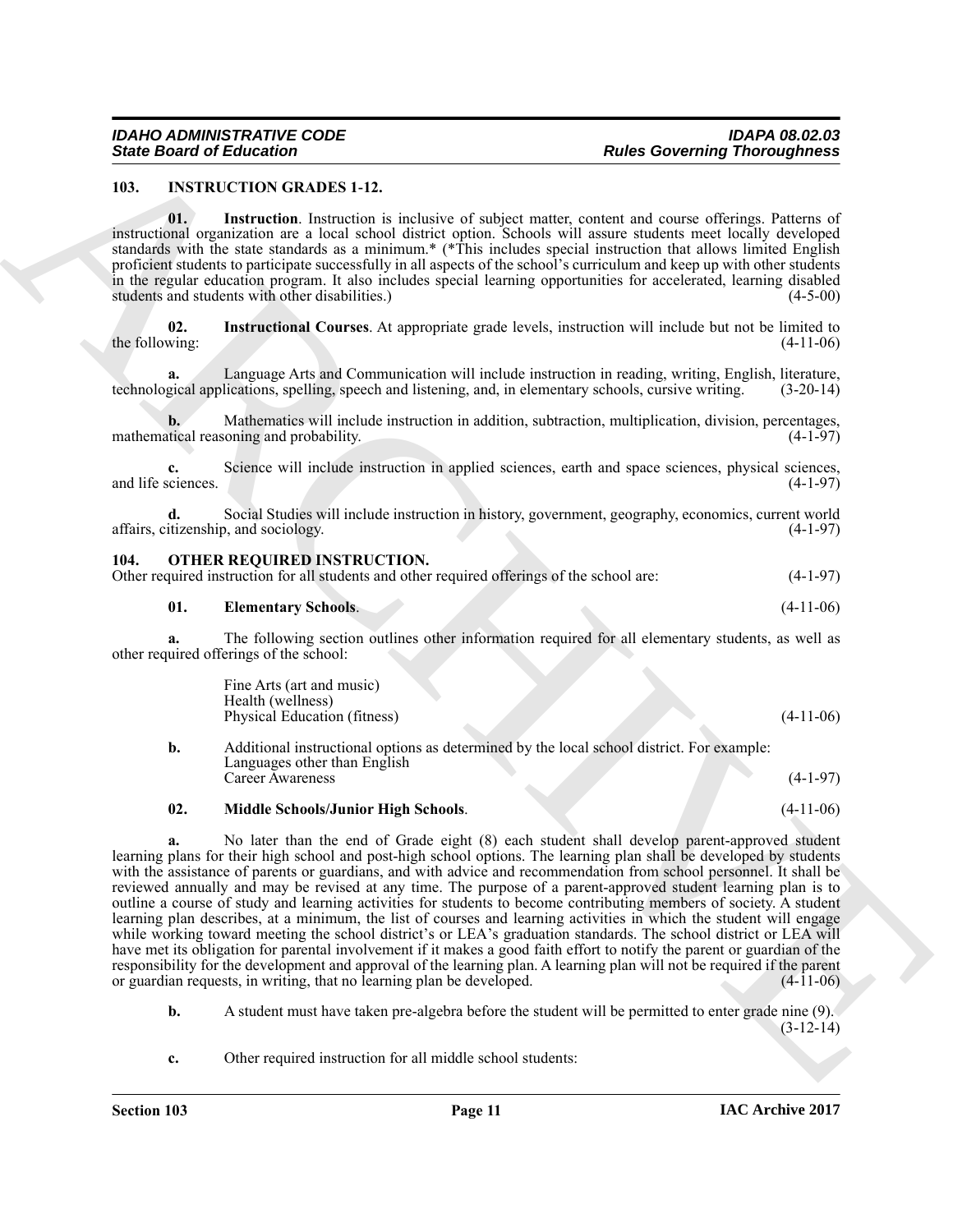## 103. INSTRUCTION GRADES 1-12.

**01. Instruction**. Instruction is inclusive of subject matter, content and course offerings. Patterns of instructional organization are a local school district option. Schools will assure students meet locally developed standards with the state standards as a minimum.* (*This includes special instruction that allows limited English proficient students to participate successfully in all aspects of the school's curriculum and keep up with other students in the regular education program. It also includes special learning opportunities for accelerated, learning disabled students and students with other disabilities.) (4-5-00)

**02. Instructional Courses**. At appropriate grade levels, instruction will include but not be limited to the following: (4-11-06)

**a.** Language Arts and Communication will include instruction in reading, writing, English, literature, technological applications, spelling, speech and listening, and, in elementary schools, cursive writing. (3-20-14)

**b.** Mathematics will include instruction in addition, subtraction, multiplication, division, percentages, mathematical reasoning and probability. (4-1-97)

**c.** Science will include instruction in applied sciences, earth and space sciences, physical sciences, and life sciences. (4-1-97)

**d.** Social Studies will include instruction in history, government, geography, economics, current world affairs, citizenship, and sociology. (4-1-97)

## 104. OTHER REQUIRED INSTRUCTION.

Other required instruction for all students and other required offerings of the school are: (4-1-97)

**01. Elementary Schools**. (4-11-06)

**a.** The following section outlines other information required for all elementary students, as well as other required offerings of the school:

Fine Arts (art and music)
Health (wellness)
Physical Education (fitness) (4-11-06)

**b.** Additional instructional options as determined by the local school district. For example:
Languages other than English
Career Awareness (4-1-97)

**02. Middle Schools/Junior High Schools**. (4-11-06)

**a.** No later than the end of Grade eight (8) each student shall develop parent-approved student learning plans for their high school and post-high school options. The learning plan shall be developed by students with the assistance of parents or guardians, and with advice and recommendation from school personnel. It shall be reviewed annually and may be revised at any time. The purpose of a parent-approved student learning plan is to outline a course of study and learning activities for students to become contributing members of society. A student learning plan describes, at a minimum, the list of courses and learning activities in which the student will engage while working toward meeting the school district's or LEA's graduation standards. The school district or LEA will have met its obligation for parental involvement if it makes a good faith effort to notify the parent or guardian of the responsibility for the development and approval of the learning plan. A learning plan will not be required if the parent or guardian requests, in writing, that no learning plan be developed. (4-11-06)

**b.** A student must have taken pre-algebra before the student will be permitted to enter grade nine (9). (3-12-14)

**c.** Other required instruction for all middle school students: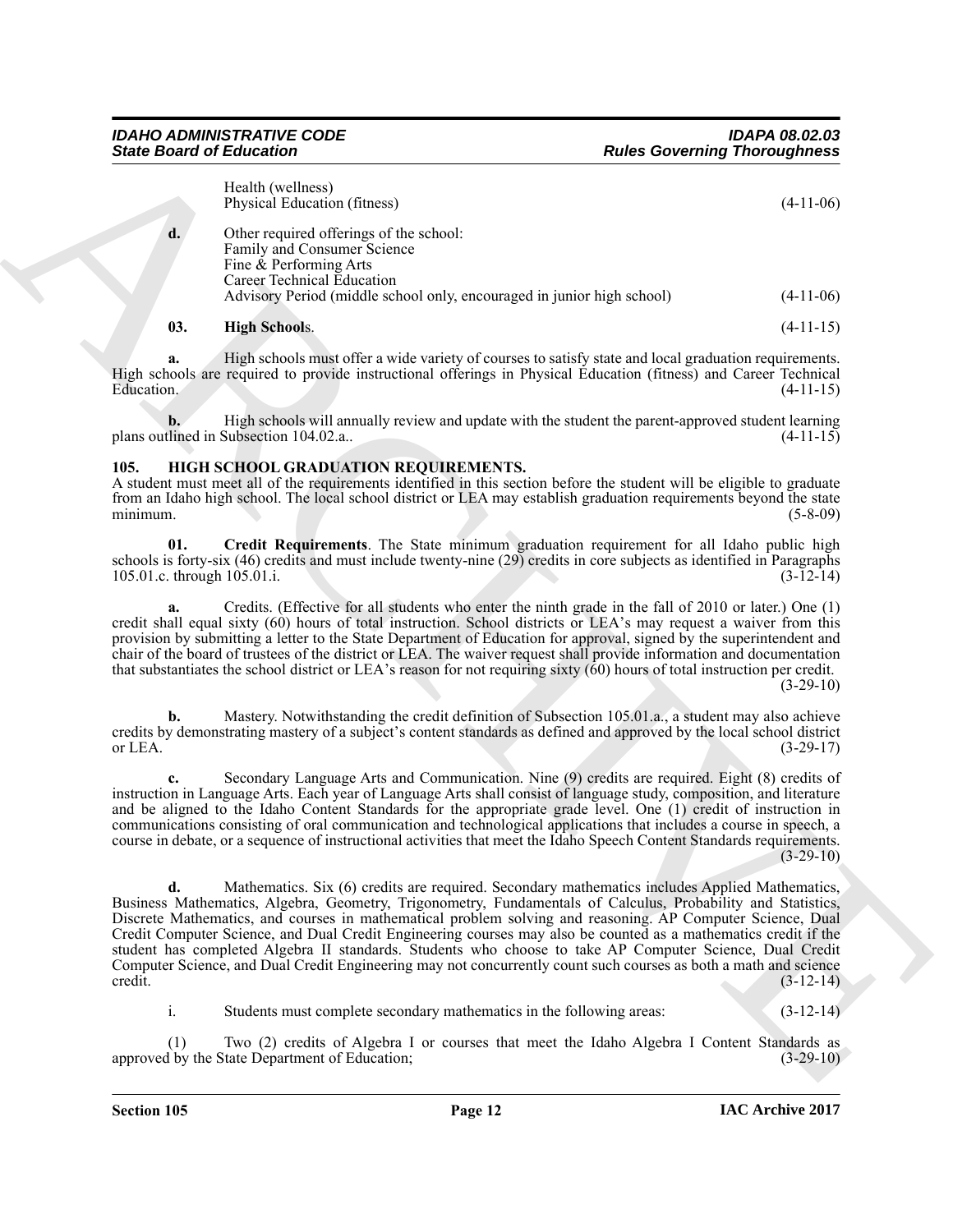Health (wellness)
Physical Education (fitness) (4-11-06)

**d.** Other required offerings of the school:
Family and Consumer Science
Fine & Performing Arts
Career Technical Education
Advisory Period (middle school only, encouraged in junior high school) (4-11-06)

**03. High Schools**. (4-11-15)

**a.** High schools must offer a wide variety of courses to satisfy state and local graduation requirements. High schools are required to provide instructional offerings in Physical Education (fitness) and Career Technical Education. (4-11-15)

**b.** High schools will annually review and update with the student the parent-approved student learning plans outlined in Subsection 104.02.a.. (4-11-15)

## 105. HIGH SCHOOL GRADUATION REQUIREMENTS.

A student must meet all of the requirements identified in this section before the student will be eligible to graduate from an Idaho high school. The local school district or LEA may establish graduation requirements beyond the state minimum. (5-8-09)

**01. Credit Requirements**. The State minimum graduation requirement for all Idaho public high schools is forty-six (46) credits and must include twenty-nine (29) credits in core subjects as identified in Paragraphs 105.01.c. through 105.01.i. (3-12-14)

**a.** Credits. (Effective for all students who enter the ninth grade in the fall of 2010 or later.) One (1) credit shall equal sixty (60) hours of total instruction. School districts or LEA's may request a waiver from this provision by submitting a letter to the State Department of Education for approval, signed by the superintendent and chair of the board of trustees of the district or LEA. The waiver request shall provide information and documentation that substantiates the school district or LEA's reason for not requiring sixty (60) hours of total instruction per credit. (3-29-10)

**b.** Mastery. Notwithstanding the credit definition of Subsection 105.01.a., a student may also achieve credits by demonstrating mastery of a subject's content standards as defined and approved by the local school district or LEA. (3-29-17)

**c.** Secondary Language Arts and Communication. Nine (9) credits are required. Eight (8) credits of instruction in Language Arts. Each year of Language Arts shall consist of language study, composition, and literature and be aligned to the Idaho Content Standards for the appropriate grade level. One (1) credit of instruction in communications consisting of oral communication and technological applications that includes a course in speech, a course in debate, or a sequence of instructional activities that meet the Idaho Speech Content Standards requirements. (3-29-10)

**d.** Mathematics. Six (6) credits are required. Secondary mathematics includes Applied Mathematics, Business Mathematics, Algebra, Geometry, Trigonometry, Fundamentals of Calculus, Probability and Statistics, Discrete Mathematics, and courses in mathematical problem solving and reasoning. AP Computer Science, Dual Credit Computer Science, and Dual Credit Engineering courses may also be counted as a mathematics credit if the student has completed Algebra II standards. Students who choose to take AP Computer Science, Dual Credit Computer Science, and Dual Credit Engineering may not concurrently count such courses as both a math and science credit. (3-12-14)

i. Students must complete secondary mathematics in the following areas: (3-12-14)

(1) Two (2) credits of Algebra I or courses that meet the Idaho Algebra I Content Standards as approved by the State Department of Education; (3-29-10)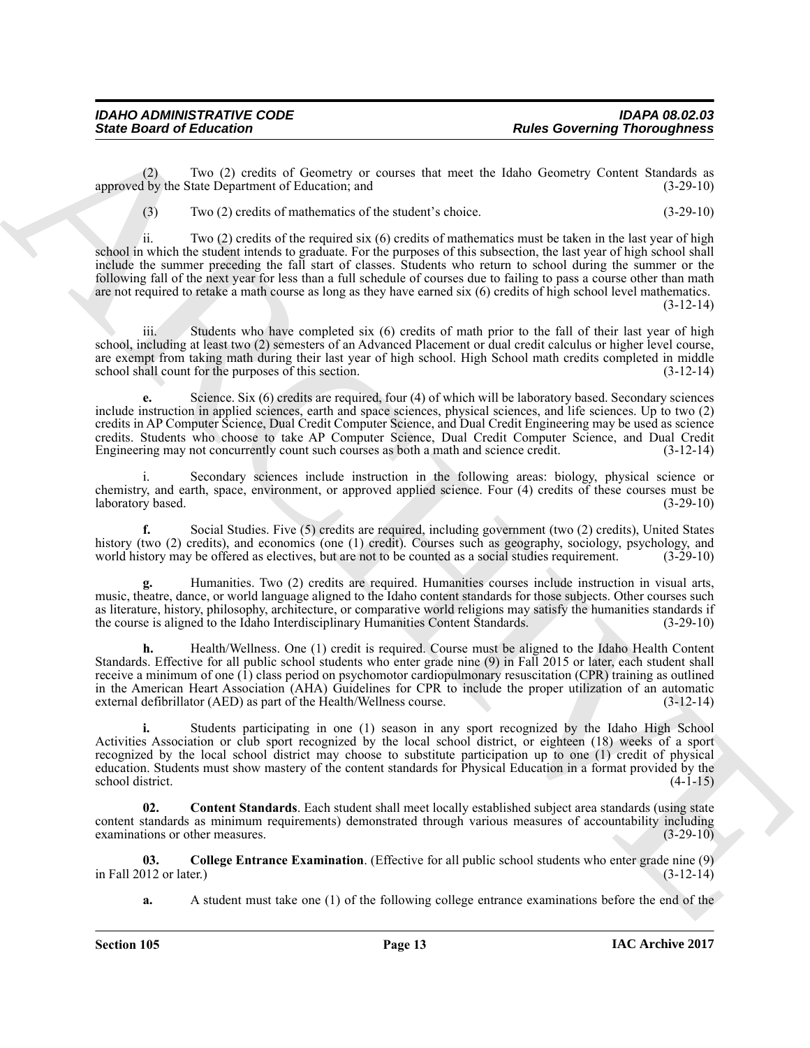(2) Two (2) credits of Geometry or courses that meet the Idaho Geometry Content Standards as approved by the State Department of Education; and (3-29-10)

(3) Two (2) credits of mathematics of the student's choice. (3-29-10)

ii. Two (2) credits of the required six (6) credits of mathematics must be taken in the last year of high school in which the student intends to graduate. For the purposes of this subsection, the last year of high school shall include the summer preceding the fall start of classes. Students who return to school during the summer or the following fall of the next year for less than a full schedule of courses due to failing to pass a course other than math are not required to retake a math course as long as they have earned six (6) credits of high school level mathematics. (3-12-14)

iii. Students who have completed six (6) credits of math prior to the fall of their last year of high school, including at least two (2) semesters of an Advanced Placement or dual credit calculus or higher level course, are exempt from taking math during their last year of high school. High School math credits completed in middle school shall count for the purposes of this section. (3-12-14)

**e.** Science. Six (6) credits are required, four (4) of which will be laboratory based. Secondary sciences include instruction in applied sciences, earth and space sciences, physical sciences, and life sciences. Up to two (2) credits in AP Computer Science, Dual Credit Computer Science, and Dual Credit Engineering may be used as science credits. Students who choose to take AP Computer Science, Dual Credit Computer Science, and Dual Credit Engineering may not concurrently count such courses as both a math and science credit. (3-12-14)

i. Secondary sciences include instruction in the following areas: biology, physical science or chemistry, and earth, space, environment, or approved applied science. Four (4) credits of these courses must be laboratory based. (3-29-10)

**f.** Social Studies. Five (5) credits are required, including government (two (2) credits), United States history (two (2) credits), and economics (one (1) credit). Courses such as geography, sociology, psychology, and world history may be offered as electives, but are not to be counted as a social studies requirement. (3-29-10)

**g.** Humanities. Two (2) credits are required. Humanities courses include instruction in visual arts, music, theatre, dance, or world language aligned to the Idaho content standards for those subjects. Other courses such as literature, history, philosophy, architecture, or comparative world religions may satisfy the humanities standards if the course is aligned to the Idaho Interdisciplinary Humanities Content Standards. (3-29-10)

**h.** Health/Wellness. One (1) credit is required. Course must be aligned to the Idaho Health Content Standards. Effective for all public school students who enter grade nine (9) in Fall 2015 or later, each student shall receive a minimum of one (1) class period on psychomotor cardiopulmonary resuscitation (CPR) training as outlined in the American Heart Association (AHA) Guidelines for CPR to include the proper utilization of an automatic external defibrillator (AED) as part of the Health/Wellness course. (3-12-14)

**i.** Students participating in one (1) season in any sport recognized by the Idaho High School Activities Association or club sport recognized by the local school district, or eighteen (18) weeks of a sport recognized by the local school district may choose to substitute participation up to one (1) credit of physical education. Students must show mastery of the content standards for Physical Education in a format provided by the school district. (4-1-15)

**02. Content Standards**. Each student shall meet locally established subject area standards (using state content standards as minimum requirements) demonstrated through various measures of accountability including examinations or other measures. (3-29-10)

**03. College Entrance Examination**. (Effective for all public school students who enter grade nine (9) in Fall 2012 or later.) (3-12-14)

**a.** A student must take one (1) of the following college entrance examinations before the end of the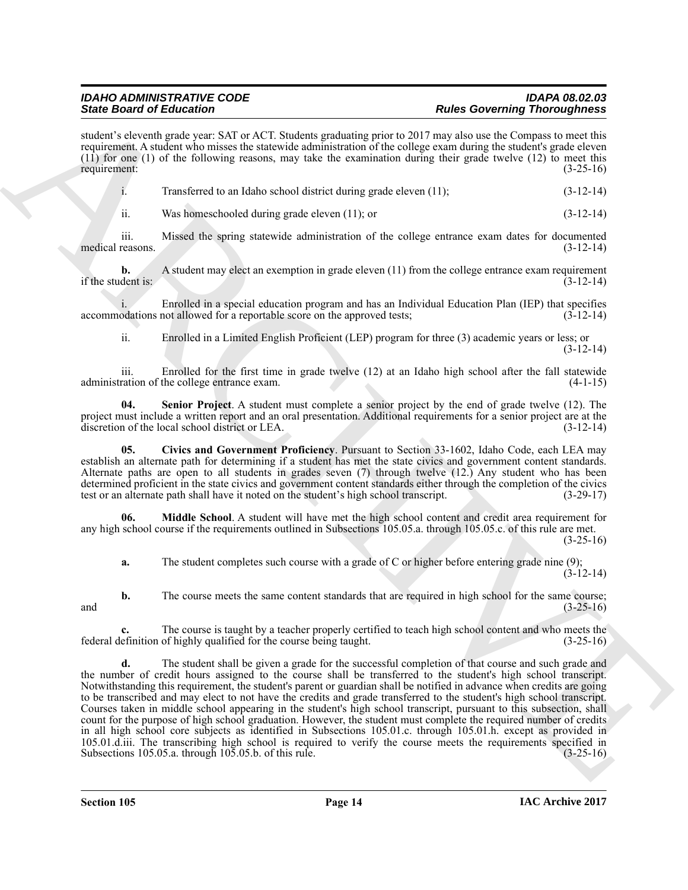student's eleventh grade year: SAT or ACT. Students graduating prior to 2017 may also use the Compass to meet this requirement. A student who misses the statewide administration of the college exam during the student's grade eleven (11) for one (1) of the following reasons, may take the examination during their grade twelve (12) to meet this requirement: (3-25-16)

i. Transferred to an Idaho school district during grade eleven (11); (3-12-14)

ii. Was homeschooled during grade eleven (11); or (3-12-14)

iii. Missed the spring statewide administration of the college entrance exam dates for documented medical reasons. (3-12-14)

**b.** A student may elect an exemption in grade eleven (11) from the college entrance exam requirement if the student is: (3-12-14)

i. Enrolled in a special education program and has an Individual Education Plan (IEP) that specifies accommodations not allowed for a reportable score on the approved tests; (3-12-14)

ii. Enrolled in a Limited English Proficient (LEP) program for three (3) academic years or less; or (3-12-14)

iii. Enrolled for the first time in grade twelve (12) at an Idaho high school after the fall statewide administration of the college entrance exam. (4-1-15)

**04. Senior Project**. A student must complete a senior project by the end of grade twelve (12). The project must include a written report and an oral presentation. Additional requirements for a senior project are at the discretion of the local school district or LEA. (3-12-14)

**05. Civics and Government Proficiency**. Pursuant to Section 33-1602, Idaho Code, each LEA may establish an alternate path for determining if a student has met the state civics and government content standards. Alternate paths are open to all students in grades seven (7) through twelve (12.) Any student who has been determined proficient in the state civics and government content standards either through the completion of the civics test or an alternate path shall have it noted on the student's high school transcript. (3-29-17)

**06. Middle School**. A student will have met the high school content and credit area requirement for any high school course if the requirements outlined in Subsections 105.05.a. through 105.05.c. of this rule are met. (3-25-16)

**a.** The student completes such course with a grade of C or higher before entering grade nine (9); (3-12-14)

**b.** The course meets the same content standards that are required in high school for the same course; and (3-25-16)

**c.** The course is taught by a teacher properly certified to teach high school content and who meets the federal definition of highly qualified for the course being taught. (3-25-16)

**d.** The student shall be given a grade for the successful completion of that course and such grade and the number of credit hours assigned to the course shall be transferred to the student's high school transcript. Notwithstanding this requirement, the student's parent or guardian shall be notified in advance when credits are going to be transcribed and may elect to not have the credits and grade transferred to the student's high school transcript. Courses taken in middle school appearing in the student's high school transcript, pursuant to this subsection, shall count for the purpose of high school graduation. However, the student must complete the required number of credits in all high school core subjects as identified in Subsections 105.01.c. through 105.01.h. except as provided in 105.01.d.iii. The transcribing high school is required to verify the course meets the requirements specified in Subsections 105.05.a. through 105.05.b. of this rule. (3-25-16)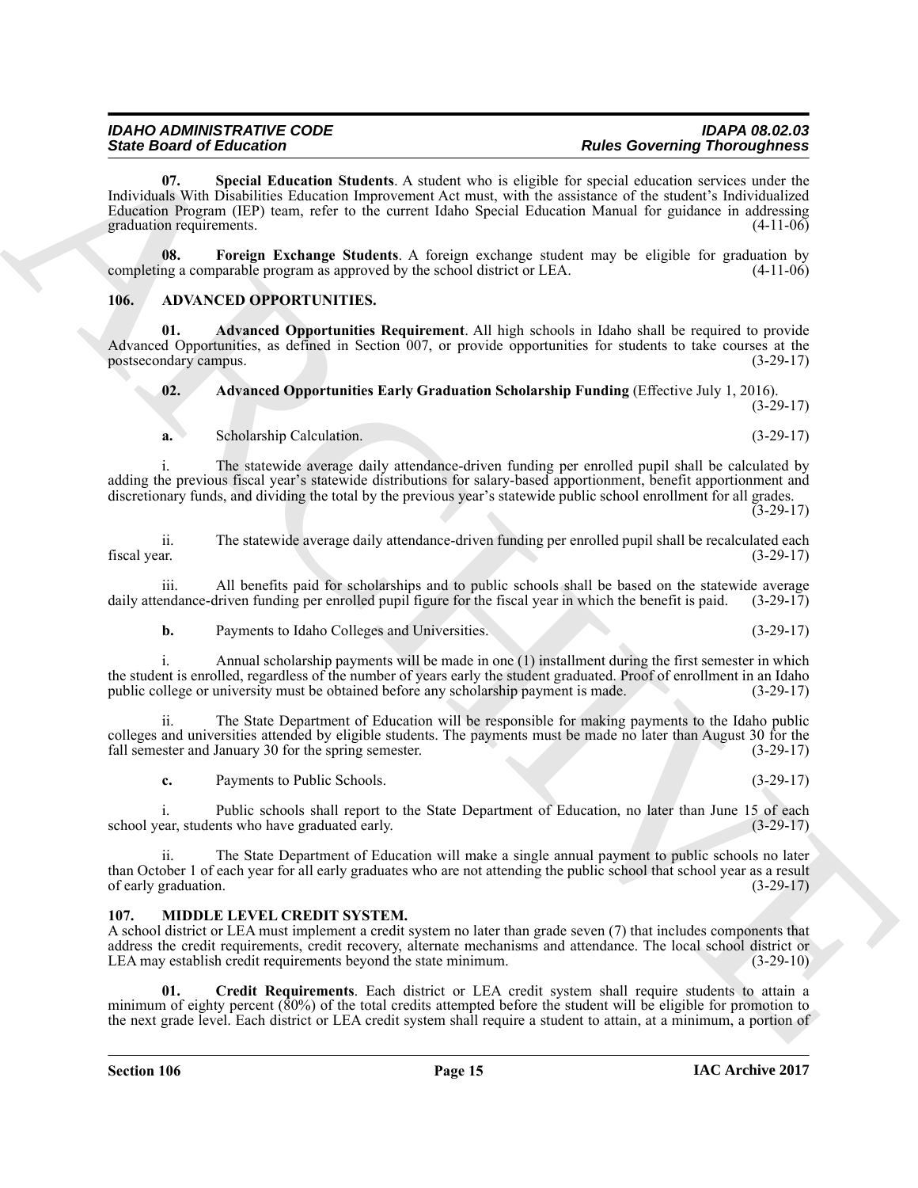**07. Special Education Students**. A student who is eligible for special education services under the Individuals With Disabilities Education Improvement Act must, with the assistance of the student's Individualized Education Program (IEP) team, refer to the current Idaho Special Education Manual for guidance in addressing graduation requirements. (4-11-06)

**08. Foreign Exchange Students**. A foreign exchange student may be eligible for graduation by completing a comparable program as approved by the school district or LEA. (4-11-06)

## 106. ADVANCED OPPORTUNITIES.

**01. Advanced Opportunities Requirement**. All high schools in Idaho shall be required to provide Advanced Opportunities, as defined in Section 007, or provide opportunities for students to take courses at the postsecondary campus. (3-29-17)

**02. Advanced Opportunities Early Graduation Scholarship Funding** (Effective July 1, 2016). (3-29-17)

**a.** Scholarship Calculation. (3-29-17)

i. The statewide average daily attendance-driven funding per enrolled pupil shall be calculated by adding the previous fiscal year's statewide distributions for salary-based apportionment, benefit apportionment and discretionary funds, and dividing the total by the previous year's statewide public school enrollment for all grades. (3-29-17)

ii. The statewide average daily attendance-driven funding per enrolled pupil shall be recalculated each fiscal year. (3-29-17)

iii. All benefits paid for scholarships and to public schools shall be based on the statewide average daily attendance-driven funding per enrolled pupil figure for the fiscal year in which the benefit is paid. (3-29-17)

**b.** Payments to Idaho Colleges and Universities. (3-29-17)

i. Annual scholarship payments will be made in one (1) installment during the first semester in which the student is enrolled, regardless of the number of years early the student graduated. Proof of enrollment in an Idaho public college or university must be obtained before any scholarship payment is made. (3-29-17)

ii. The State Department of Education will be responsible for making payments to the Idaho public colleges and universities attended by eligible students. The payments must be made no later than August 30 for the fall semester and January 30 for the spring semester. (3-29-17)

**c.** Payments to Public Schools. (3-29-17)

i. Public schools shall report to the State Department of Education, no later than June 15 of each school year, students who have graduated early. (3-29-17)

ii. The State Department of Education will make a single annual payment to public schools no later than October 1 of each year for all early graduates who are not attending the public school that school year as a result of early graduation. (3-29-17)

## 107. MIDDLE LEVEL CREDIT SYSTEM.

A school district or LEA must implement a credit system no later than grade seven (7) that includes components that address the credit requirements, credit recovery, alternate mechanisms and attendance. The local school district or LEA may establish credit requirements beyond the state minimum. (3-29-10)

**01. Credit Requirements**. Each district or LEA credit system shall require students to attain a minimum of eighty percent (80%) of the total credits attempted before the student will be eligible for promotion to the next grade level. Each district or LEA credit system shall require a student to attain, at a minimum, a portion of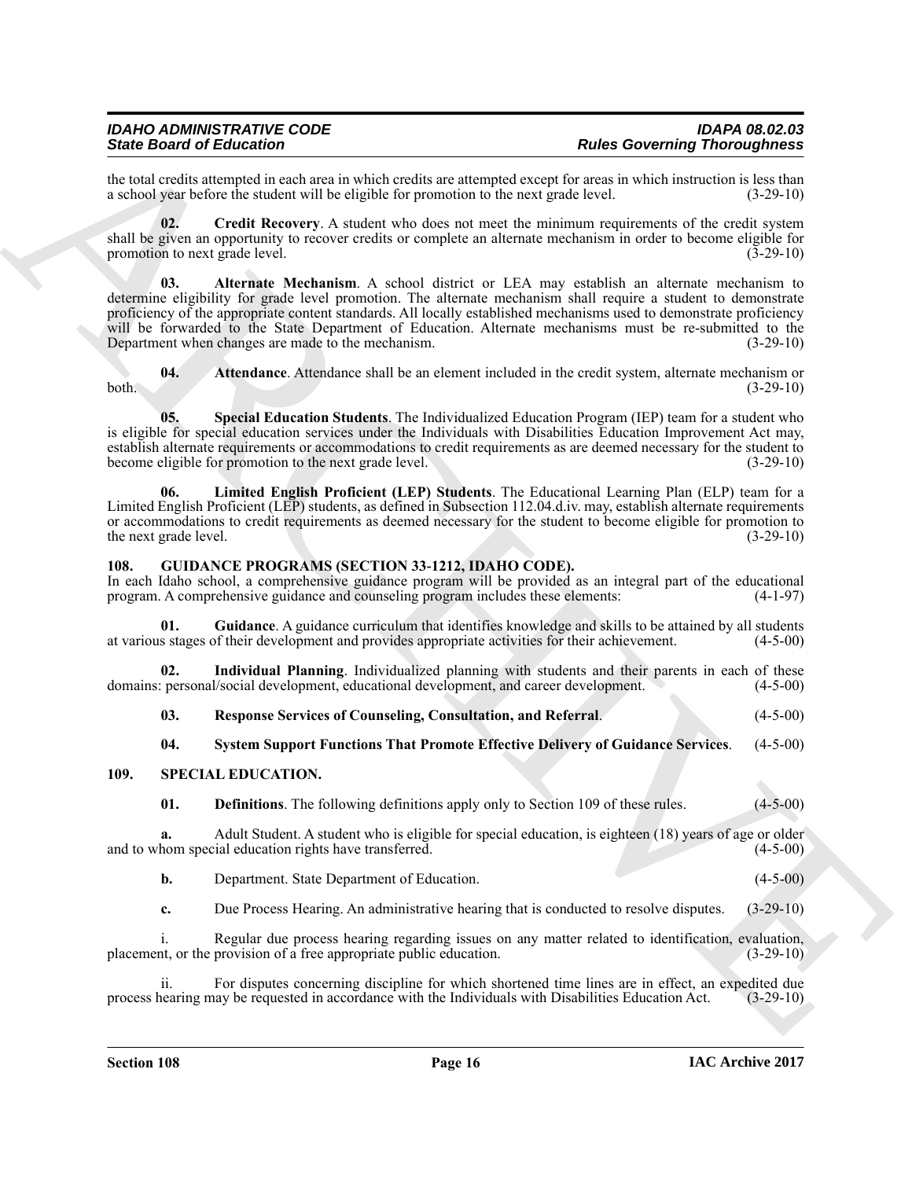the total credits attempted in each area in which credits are attempted except for areas in which instruction is less than a school year before the student will be eligible for promotion to the next grade level. (3-29-10)

**02. Credit Recovery**. A student who does not meet the minimum requirements of the credit system shall be given an opportunity to recover credits or complete an alternate mechanism in order to become eligible for promotion to next grade level. (3-29-10)

**03. Alternate Mechanism**. A school district or LEA may establish an alternate mechanism to determine eligibility for grade level promotion. The alternate mechanism shall require a student to demonstrate proficiency of the appropriate content standards. All locally established mechanisms used to demonstrate proficiency will be forwarded to the State Department of Education. Alternate mechanisms must be re-submitted to the Department when changes are made to the mechanism. (3-29-10)

**04. Attendance**. Attendance shall be an element included in the credit system, alternate mechanism or both. (3-29-10)

**05. Special Education Students**. The Individualized Education Program (IEP) team for a student who is eligible for special education services under the Individuals with Disabilities Education Improvement Act may, establish alternate requirements or accommodations to credit requirements as are deemed necessary for the student to become eligible for promotion to the next grade level. (3-29-10)

**06. Limited English Proficient (LEP) Students**. The Educational Learning Plan (ELP) team for a Limited English Proficient (LEP) students, as defined in Subsection 112.04.d.iv. may, establish alternate requirements or accommodations to credit requirements as deemed necessary for the student to become eligible for promotion to the next grade level. (3-29-10)

## 108. GUIDANCE PROGRAMS (SECTION 33-1212, IDAHO CODE).

In each Idaho school, a comprehensive guidance program will be provided as an integral part of the educational program. A comprehensive guidance and counseling program includes these elements: (4-1-97)

**01. Guidance**. A guidance curriculum that identifies knowledge and skills to be attained by all students at various stages of their development and provides appropriate activities for their achievement. (4-5-00)

**02. Individual Planning**. Individualized planning with students and their parents in each of these domains: personal/social development, educational development, and career development. (4-5-00)

**03. Response Services of Counseling, Consultation, and Referral**. (4-5-00)

**04. System Support Functions That Promote Effective Delivery of Guidance Services**. (4-5-00)

## 109. SPECIAL EDUCATION.

**01. Definitions**. The following definitions apply only to Section 109 of these rules. (4-5-00)

**a.** Adult Student. A student who is eligible for special education, is eighteen (18) years of age or older and to whom special education rights have transferred. (4-5-00)

**b.** Department. State Department of Education. (4-5-00)

**c.** Due Process Hearing. An administrative hearing that is conducted to resolve disputes. (3-29-10)

i. Regular due process hearing regarding issues on any matter related to identification, evaluation, placement, or the provision of a free appropriate public education. (3-29-10)

ii. For disputes concerning discipline for which shortened time lines are in effect, an expedited due process hearing may be requested in accordance with the Individuals with Disabilities Education Act. (3-29-10)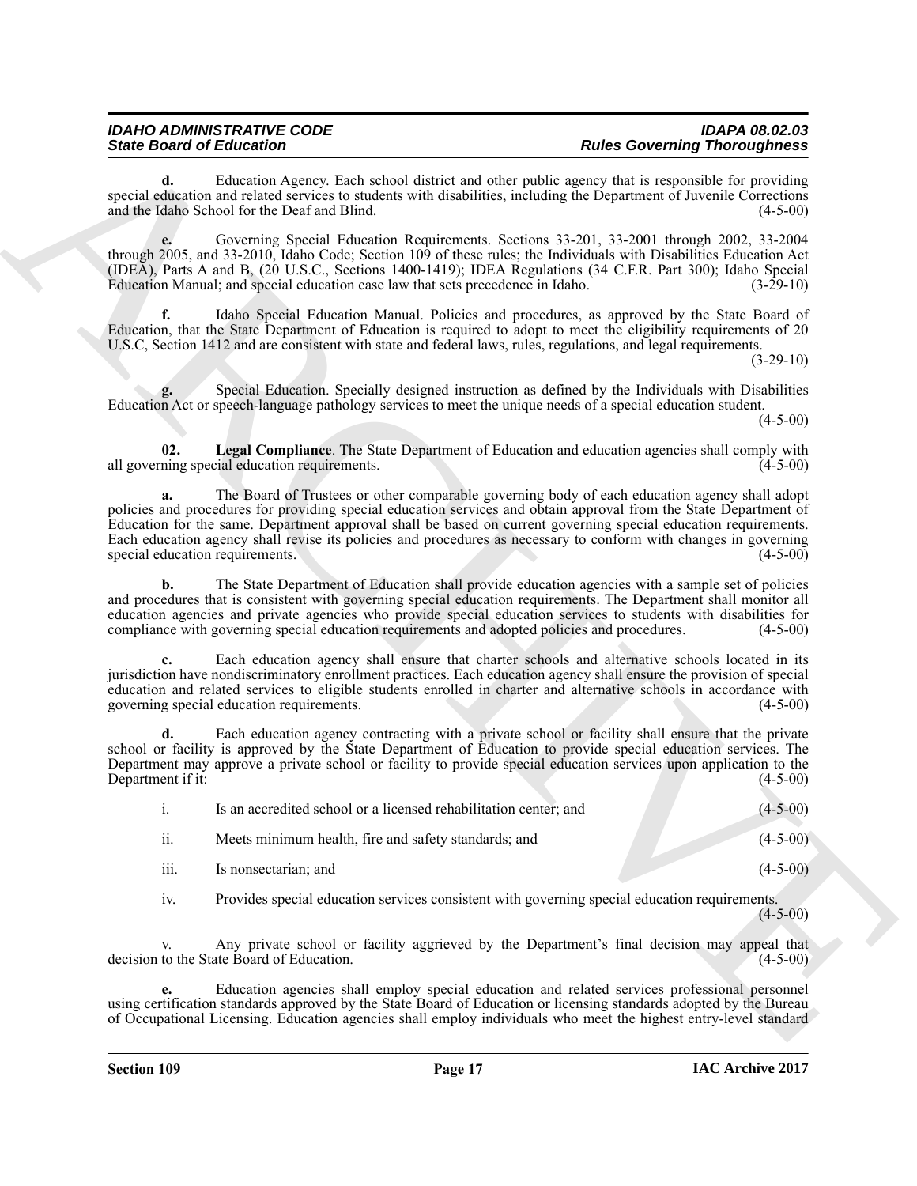**d.** Education Agency. Each school district and other public agency that is responsible for providing special education and related services to students with disabilities, including the Department of Juvenile Corrections and the Idaho School for the Deaf and Blind. (4-5-00)

**e.** Governing Special Education Requirements. Sections 33-201, 33-2001 through 2002, 33-2004 through 2005, and 33-2010, Idaho Code; Section 109 of these rules; the Individuals with Disabilities Education Act (IDEA), Parts A and B, (20 U.S.C., Sections 1400-1419); IDEA Regulations (34 C.F.R. Part 300); Idaho Special Education Manual; and special education case law that sets precedence in Idaho. (3-29-10)

**f.** Idaho Special Education Manual. Policies and procedures, as approved by the State Board of Education, that the State Department of Education is required to adopt to meet the eligibility requirements of 20 U.S.C, Section 1412 and are consistent with state and federal laws, rules, regulations, and legal requirements. (3-29-10)

**g.** Special Education. Specially designed instruction as defined by the Individuals with Disabilities Education Act or speech-language pathology services to meet the unique needs of a special education student. (4-5-00)

**02. Legal Compliance**. The State Department of Education and education agencies shall comply with all governing special education requirements. (4-5-00)

**a.** The Board of Trustees or other comparable governing body of each education agency shall adopt policies and procedures for providing special education services and obtain approval from the State Department of Education for the same. Department approval shall be based on current governing special education requirements. Each education agency shall revise its policies and procedures as necessary to conform with changes in governing special education requirements. (4-5-00)

**b.** The State Department of Education shall provide education agencies with a sample set of policies and procedures that is consistent with governing special education requirements. The Department shall monitor all education agencies and private agencies who provide special education services to students with disabilities for compliance with governing special education requirements and adopted policies and procedures. (4-5-00)

**c.** Each education agency shall ensure that charter schools and alternative schools located in its jurisdiction have nondiscriminatory enrollment practices. Each education agency shall ensure the provision of special education and related services to eligible students enrolled in charter and alternative schools in accordance with governing special education requirements. (4-5-00)

**d.** Each education agency contracting with a private school or facility shall ensure that the private school or facility is approved by the State Department of Education to provide special education services. The Department may approve a private school or facility to provide special education services upon application to the Department if it: (4-5-00)

i. Is an accredited school or a licensed rehabilitation center; and (4-5-00)

ii. Meets minimum health, fire and safety standards; and (4-5-00)

iii. Is nonsectarian; and (4-5-00)

iv. Provides special education services consistent with governing special education requirements. (4-5-00)

v. Any private school or facility aggrieved by the Department's final decision may appeal that decision to the State Board of Education. (4-5-00)

**e.** Education agencies shall employ special education and related services professional personnel using certification standards approved by the State Board of Education or licensing standards adopted by the Bureau of Occupational Licensing. Education agencies shall employ individuals who meet the highest entry-level standard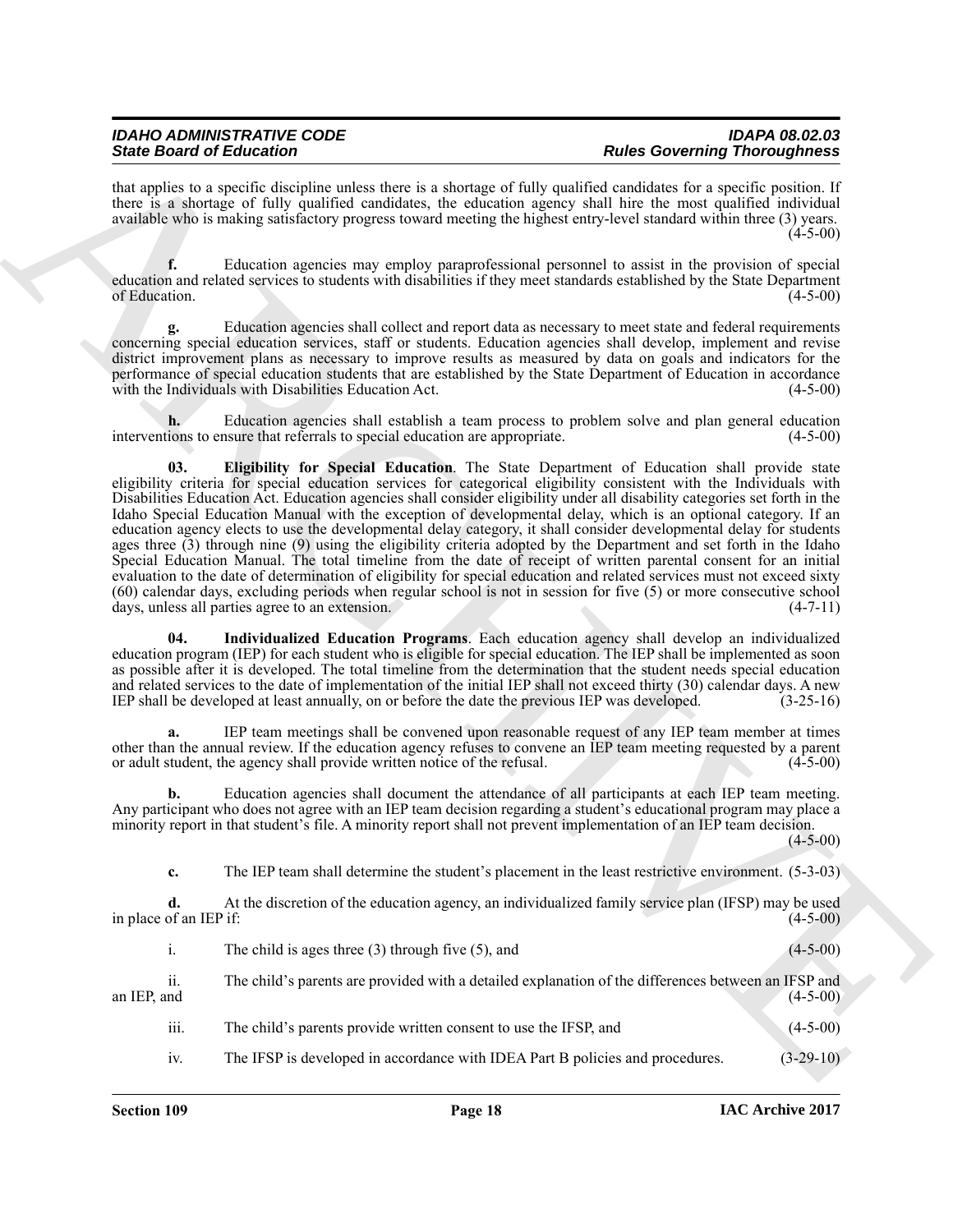that applies to a specific discipline unless there is a shortage of fully qualified candidates for a specific position. If there is a shortage of fully qualified candidates, the education agency shall hire the most qualified individual available who is making satisfactory progress toward meeting the highest entry-level standard within three (3) years. (4-5-00)

**f.** Education agencies may employ paraprofessional personnel to assist in the provision of special education and related services to students with disabilities if they meet standards established by the State Department of Education. (4-5-00)

**g.** Education agencies shall collect and report data as necessary to meet state and federal requirements concerning special education services, staff or students. Education agencies shall develop, implement and revise district improvement plans as necessary to improve results as measured by data on goals and indicators for the performance of special education students that are established by the State Department of Education in accordance with the Individuals with Disabilities Education Act. (4-5-00)

**h.** Education agencies shall establish a team process to problem solve and plan general education interventions to ensure that referrals to special education are appropriate. (4-5-00)

**03. Eligibility for Special Education**. The State Department of Education shall provide state eligibility criteria for special education services for categorical eligibility consistent with the Individuals with Disabilities Education Act. Education agencies shall consider eligibility under all disability categories set forth in the Idaho Special Education Manual with the exception of developmental delay, which is an optional category. If an education agency elects to use the developmental delay category, it shall consider developmental delay for students ages three (3) through nine (9) using the eligibility criteria adopted by the Department and set forth in the Idaho Special Education Manual. The total timeline from the date of receipt of written parental consent for an initial evaluation to the date of determination of eligibility for special education and related services must not exceed sixty (60) calendar days, excluding periods when regular school is not in session for five (5) or more consecutive school days, unless all parties agree to an extension. (4-7-11)

**04. Individualized Education Programs**. Each education agency shall develop an individualized education program (IEP) for each student who is eligible for special education. The IEP shall be implemented as soon as possible after it is developed. The total timeline from the determination that the student needs special education and related services to the date of implementation of the initial IEP shall not exceed thirty (30) calendar days. A new IEP shall be developed at least annually, on or before the date the previous IEP was developed. (3-25-16)

**a.** IEP team meetings shall be convened upon reasonable request of any IEP team member at times other than the annual review. If the education agency refuses to convene an IEP team meeting requested by a parent or adult student, the agency shall provide written notice of the refusal. (4-5-00)

**b.** Education agencies shall document the attendance of all participants at each IEP team meeting. Any participant who does not agree with an IEP team decision regarding a student's educational program may place a minority report in that student's file. A minority report shall not prevent implementation of an IEP team decision. (4-5-00)

**c.** The IEP team shall determine the student's placement in the least restrictive environment. (5-3-03)

**d.** At the discretion of the education agency, an individualized family service plan (IFSP) may be used in place of an IEP if: (4-5-00)

i. The child is ages three (3) through five (5), and (4-5-00)

ii. The child's parents are provided with a detailed explanation of the differences between an IFSP and an IEP, and (4-5-00)

iii. The child's parents provide written consent to use the IFSP, and (4-5-00)

iv. The IFSP is developed in accordance with IDEA Part B policies and procedures. (3-29-10)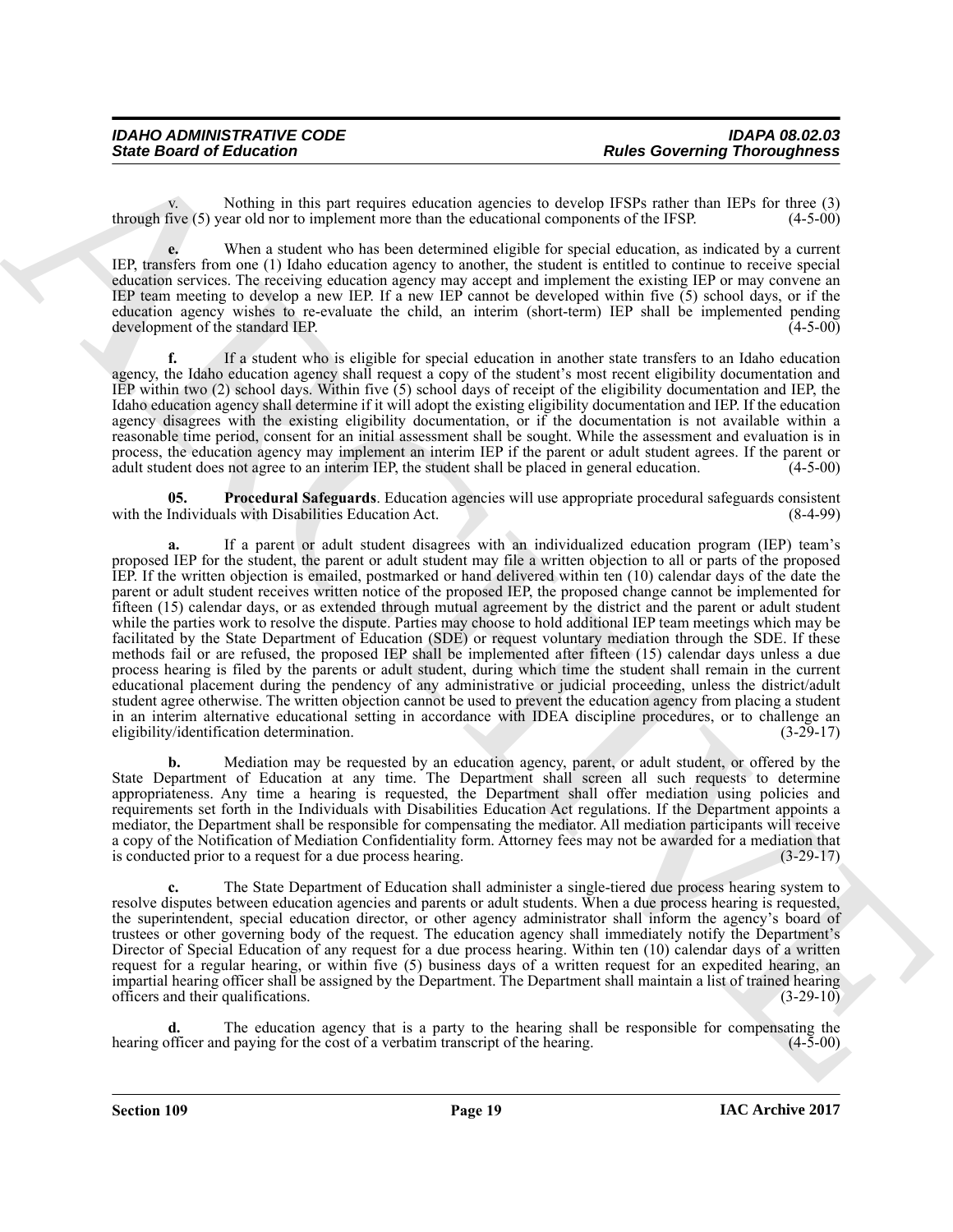v. Nothing in this part requires education agencies to develop IFSPs rather than IEPs for three (3) through five (5) year old nor to implement more than the educational components of the IFSP. (4-5-00)

**e.** When a student who has been determined eligible for special education, as indicated by a current IEP, transfers from one (1) Idaho education agency to another, the student is entitled to continue to receive special education services. The receiving education agency may accept and implement the existing IEP or may convene an IEP team meeting to develop a new IEP. If a new IEP cannot be developed within five (5) school days, or if the education agency wishes to re-evaluate the child, an interim (short-term) IEP shall be implemented pending development of the standard IEP. (4-5-00)

**f.** If a student who is eligible for special education in another state transfers to an Idaho education agency, the Idaho education agency shall request a copy of the student's most recent eligibility documentation and IEP within two (2) school days. Within five (5) school days of receipt of the eligibility documentation and IEP, the Idaho education agency shall determine if it will adopt the existing eligibility documentation and IEP. If the education agency disagrees with the existing eligibility documentation, or if the documentation is not available within a reasonable time period, consent for an initial assessment shall be sought. While the assessment and evaluation is in process, the education agency may implement an interim IEP if the parent or adult student agrees. If the parent or adult student does not agree to an interim IEP, the student shall be placed in general education. (4-5-00)

**05. Procedural Safeguards**. Education agencies will use appropriate procedural safeguards consistent with the Individuals with Disabilities Education Act. (8-4-99)

**a.** If a parent or adult student disagrees with an individualized education program (IEP) team's proposed IEP for the student, the parent or adult student may file a written objection to all or parts of the proposed IEP. If the written objection is emailed, postmarked or hand delivered within ten (10) calendar days of the date the parent or adult student receives written notice of the proposed IEP, the proposed change cannot be implemented for fifteen (15) calendar days, or as extended through mutual agreement by the district and the parent or adult student while the parties work to resolve the dispute. Parties may choose to hold additional IEP team meetings which may be facilitated by the State Department of Education (SDE) or request voluntary mediation through the SDE. If these methods fail or are refused, the proposed IEP shall be implemented after fifteen (15) calendar days unless a due process hearing is filed by the parents or adult student, during which time the student shall remain in the current educational placement during the pendency of any administrative or judicial proceeding, unless the district/adult student agree otherwise. The written objection cannot be used to prevent the education agency from placing a student in an interim alternative educational setting in accordance with IDEA discipline procedures, or to challenge an eligibility/identification determination. (3-29-17)

**b.** Mediation may be requested by an education agency, parent, or adult student, or offered by the State Department of Education at any time. The Department shall screen all such requests to determine appropriateness. Any time a hearing is requested, the Department shall offer mediation using policies and requirements set forth in the Individuals with Disabilities Education Act regulations. If the Department appoints a mediator, the Department shall be responsible for compensating the mediator. All mediation participants will receive a copy of the Notification of Mediation Confidentiality form. Attorney fees may not be awarded for a mediation that is conducted prior to a request for a due process hearing. (3-29-17)

**c.** The State Department of Education shall administer a single-tiered due process hearing system to resolve disputes between education agencies and parents or adult students. When a due process hearing is requested, the superintendent, special education director, or other agency administrator shall inform the agency's board of trustees or other governing body of the request. The education agency shall immediately notify the Department's Director of Special Education of any request for a due process hearing. Within ten (10) calendar days of a written request for a regular hearing, or within five (5) business days of a written request for an expedited hearing, an impartial hearing officer shall be assigned by the Department. The Department shall maintain a list of trained hearing officers and their qualifications. (3-29-10)

**d.** The education agency that is a party to the hearing shall be responsible for compensating the hearing officer and paying for the cost of a verbatim transcript of the hearing. (4-5-00)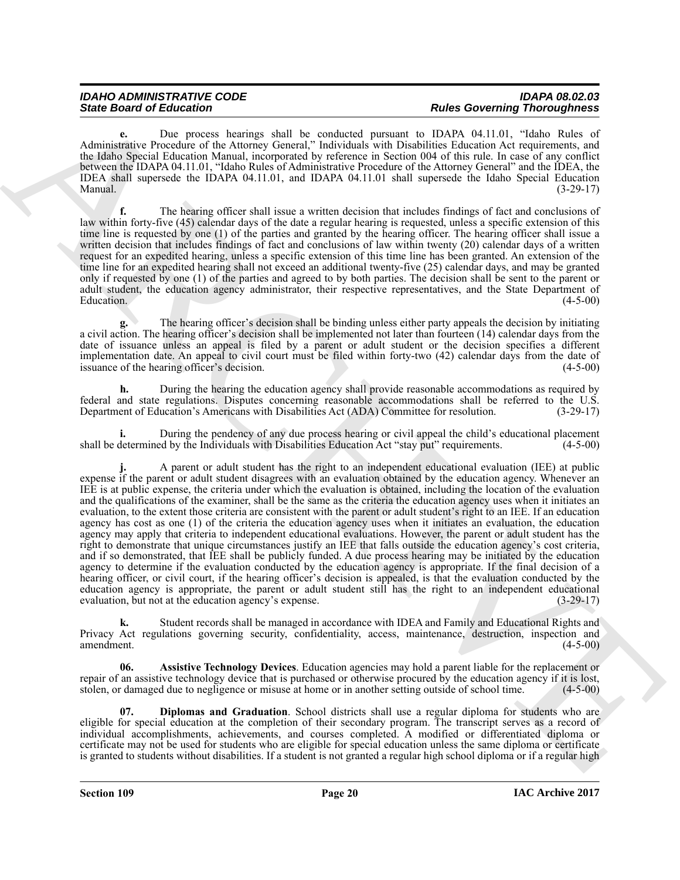**e.** Due process hearings shall be conducted pursuant to IDAPA 04.11.01, "Idaho Rules of Administrative Procedure of the Attorney General," Individuals with Disabilities Education Act requirements, and the Idaho Special Education Manual, incorporated by reference in Section 004 of this rule. In case of any conflict between the IDAPA 04.11.01, "Idaho Rules of Administrative Procedure of the Attorney General" and the IDEA, the IDEA shall supersede the IDAPA 04.11.01, and IDAPA 04.11.01 shall supersede the Idaho Special Education Manual. (3-29-17)

**f.** The hearing officer shall issue a written decision that includes findings of fact and conclusions of law within forty-five (45) calendar days of the date a regular hearing is requested, unless a specific extension of this time line is requested by one (1) of the parties and granted by the hearing officer. The hearing officer shall issue a written decision that includes findings of fact and conclusions of law within twenty (20) calendar days of a written request for an expedited hearing, unless a specific extension of this time line has been granted. An extension of the time line for an expedited hearing shall not exceed an additional twenty-five (25) calendar days, and may be granted only if requested by one (1) of the parties and agreed to by both parties. The decision shall be sent to the parent or adult student, the education agency administrator, their respective representatives, and the State Department of Education. (4-5-00)

**g.** The hearing officer's decision shall be binding unless either party appeals the decision by initiating a civil action. The hearing officer's decision shall be implemented not later than fourteen (14) calendar days from the date of issuance unless an appeal is filed by a parent or adult student or the decision specifies a different implementation date. An appeal to civil court must be filed within forty-two (42) calendar days from the date of issuance of the hearing officer's decision. (4-5-00)

**h.** During the hearing the education agency shall provide reasonable accommodations as required by federal and state regulations. Disputes concerning reasonable accommodations shall be referred to the U.S. Department of Education's Americans with Disabilities Act (ADA) Committee for resolution. (3-29-17)

**i.** During the pendency of any due process hearing or civil appeal the child's educational placement shall be determined by the Individuals with Disabilities Education Act "stay put" requirements. (4-5-00)

**j.** A parent or adult student has the right to an independent educational evaluation (IEE) at public expense if the parent or adult student disagrees with an evaluation obtained by the education agency. Whenever an IEE is at public expense, the criteria under which the evaluation is obtained, including the location of the evaluation and the qualifications of the examiner, shall be the same as the criteria the education agency uses when it initiates an evaluation, to the extent those criteria are consistent with the parent or adult student's right to an IEE. If an education agency has cost as one (1) of the criteria the education agency uses when it initiates an evaluation, the education agency may apply that criteria to independent educational evaluations. However, the parent or adult student has the right to demonstrate that unique circumstances justify an IEE that falls outside the education agency's cost criteria, and if so demonstrated, that IEE shall be publicly funded. A due process hearing may be initiated by the education agency to determine if the evaluation conducted by the education agency is appropriate. If the final decision of a hearing officer, or civil court, if the hearing officer's decision is appealed, is that the evaluation conducted by the education agency is appropriate, the parent or adult student still has the right to an independent educational evaluation, but not at the education agency's expense. (3-29-17)

**k.** Student records shall be managed in accordance with IDEA and Family and Educational Rights and Privacy Act regulations governing security, confidentiality, access, maintenance, destruction, inspection and amendment. (4-5-00)

**06. Assistive Technology Devices**. Education agencies may hold a parent liable for the replacement or repair of an assistive technology device that is purchased or otherwise procured by the education agency if it is lost, stolen, or damaged due to negligence or misuse at home or in another setting outside of school time. (4-5-00)

**07. Diplomas and Graduation**. School districts shall use a regular diploma for students who are eligible for special education at the completion of their secondary program. The transcript serves as a record of individual accomplishments, achievements, and courses completed. A modified or differentiated diploma or certificate may not be used for students who are eligible for special education unless the same diploma or certificate is granted to students without disabilities. If a student is not granted a regular high school diploma or if a regular high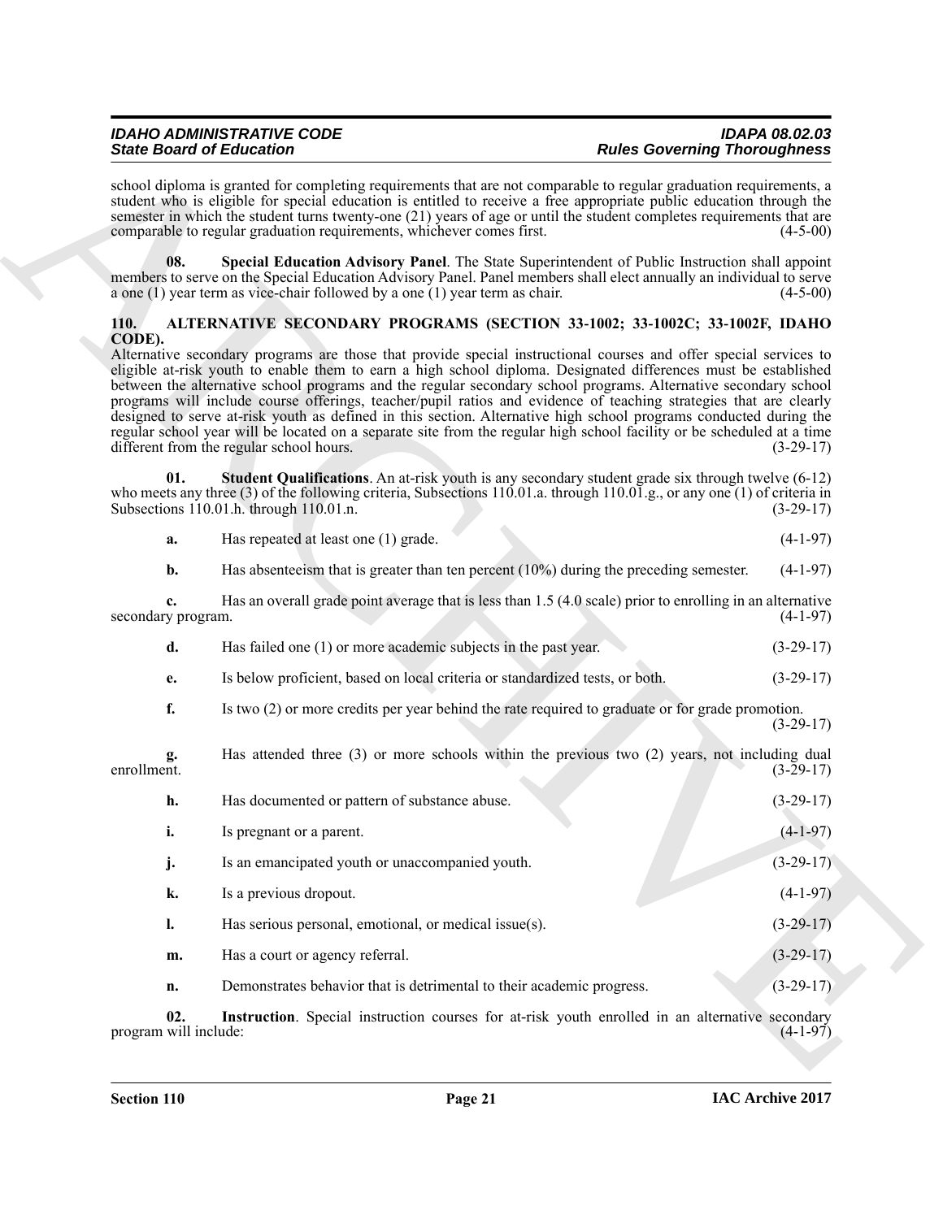school diploma is granted for completing requirements that are not comparable to regular graduation requirements, a student who is eligible for special education is entitled to receive a free appropriate public education through the semester in which the student turns twenty-one (21) years of age or until the student completes requirements that are comparable to regular graduation requirements, whichever comes first. (4-5-00)

**08. Special Education Advisory Panel**. The State Superintendent of Public Instruction shall appoint members to serve on the Special Education Advisory Panel. Panel members shall elect annually an individual to serve a one (1) year term as vice-chair followed by a one (1) year term as chair. (4-5-00)

## 110. ALTERNATIVE SECONDARY PROGRAMS (SECTION 33-1002; 33-1002C; 33-1002F, IDAHO CODE).

Alternative secondary programs are those that provide special instructional courses and offer special services to eligible at-risk youth to enable them to earn a high school diploma. Designated differences must be established between the alternative school programs and the regular secondary school programs. Alternative secondary school programs will include course offerings, teacher/pupil ratios and evidence of teaching strategies that are clearly designed to serve at-risk youth as defined in this section. Alternative high school programs conducted during the regular school year will be located on a separate site from the regular high school facility or be scheduled at a time different from the regular school hours. (3-29-17)

**01. Student Qualifications**. An at-risk youth is any secondary student grade six through twelve (6-12) who meets any three (3) of the following criteria, Subsections 110.01.a. through 110.01.g., or any one (1) of criteria in Subsections 110.01.h. through 110.01.n. (3-29-17)

**a.** Has repeated at least one (1) grade. (4-1-97)

**b.** Has absenteeism that is greater than ten percent (10%) during the preceding semester. (4-1-97)

**c.** Has an overall grade point average that is less than 1.5 (4.0 scale) prior to enrolling in an alternative secondary program. (4-1-97)

**d.** Has failed one (1) or more academic subjects in the past year. (3-29-17)

**e.** Is below proficient, based on local criteria or standardized tests, or both. (3-29-17)

**f.** Is two (2) or more credits per year behind the rate required to graduate or for grade promotion. (3-29-17)

**g.** Has attended three (3) or more schools within the previous two (2) years, not including dual enrollment. (3-29-17)

**h.** Has documented or pattern of substance abuse. (3-29-17)

**i.** Is pregnant or a parent. (4-1-97)

**j.** Is an emancipated youth or unaccompanied youth. (3-29-17)

**k.** Is a previous dropout. (4-1-97)

**l.** Has serious personal, emotional, or medical issue(s). (3-29-17)

**m.** Has a court or agency referral. (3-29-17)

**n.** Demonstrates behavior that is detrimental to their academic progress. (3-29-17)

**02. Instruction**. Special instruction courses for at-risk youth enrolled in an alternative secondary program will include: (4-1-97)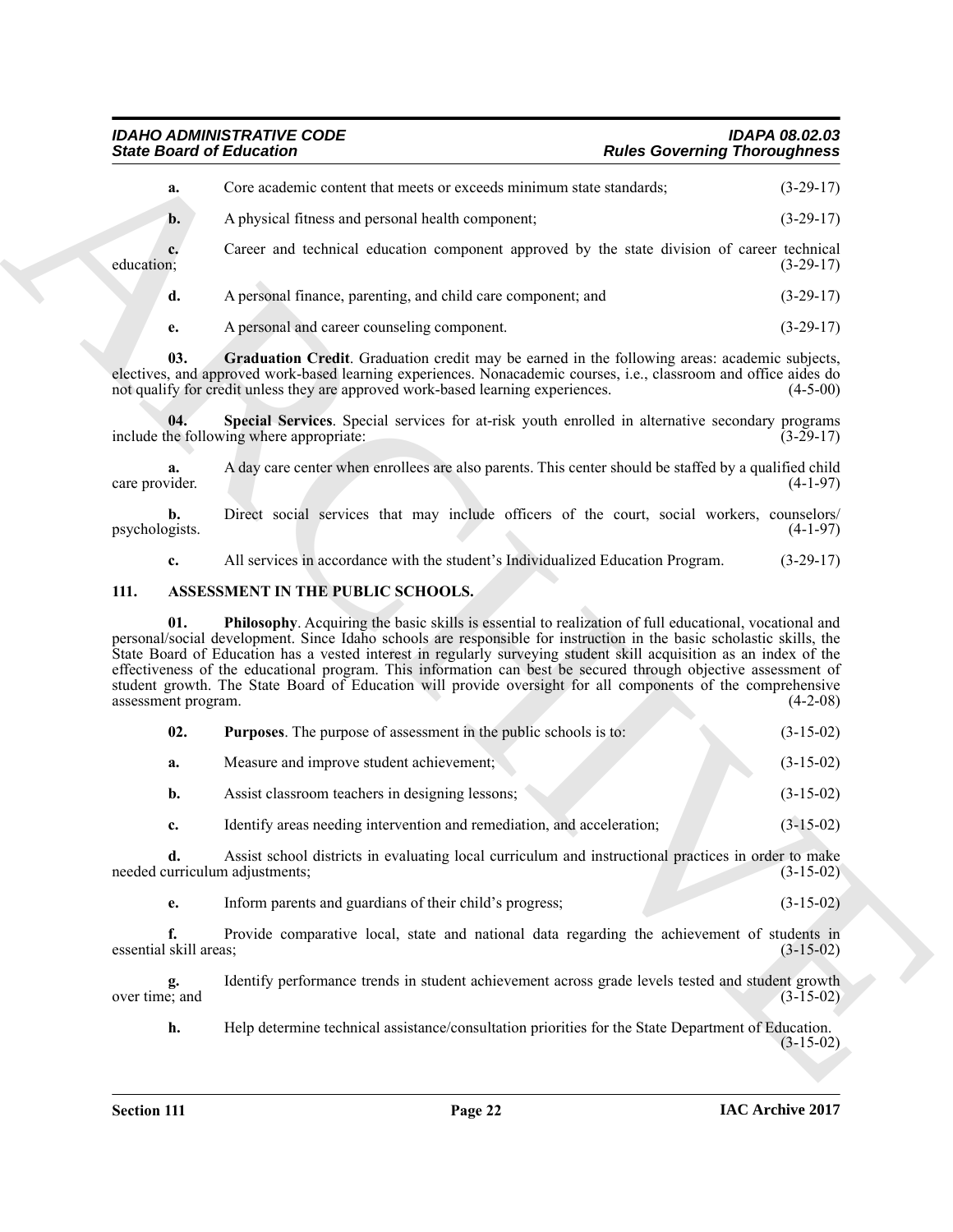**a.** Core academic content that meets or exceeds minimum state standards; (3-29-17)

**b.** A physical fitness and personal health component; (3-29-17)

**c.** Career and technical education component approved by the state division of career technical education; (3-29-17)

**d.** A personal finance, parenting, and child care component; and (3-29-17)

**e.** A personal and career counseling component. (3-29-17)

**03. Graduation Credit**. Graduation credit may be earned in the following areas: academic subjects, electives, and approved work-based learning experiences. Nonacademic courses, i.e., classroom and office aides do not qualify for credit unless they are approved work-based learning experiences. (4-5-00)

**04. Special Services**. Special services for at-risk youth enrolled in alternative secondary programs include the following where appropriate: (3-29-17)

**a.** A day care center when enrollees are also parents. This center should be staffed by a qualified child care provider. (4-1-97)

**b.** Direct social services that may include officers of the court, social workers, counselors/psychologists. (4-1-97)

**c.** All services in accordance with the student's Individualized Education Program. (3-29-17)

## 111. ASSESSMENT IN THE PUBLIC SCHOOLS.

**01. Philosophy**. Acquiring the basic skills is essential to realization of full educational, vocational and personal/social development. Since Idaho schools are responsible for instruction in the basic scholastic skills, the State Board of Education has a vested interest in regularly surveying student skill acquisition as an index of the effectiveness of the educational program. This information can best be secured through objective assessment of student growth. The State Board of Education will provide oversight for all components of the comprehensive assessment program. (4-2-08)

**02. Purposes**. The purpose of assessment in the public schools is to: (3-15-02)

**a.** Measure and improve student achievement; (3-15-02)

**b.** Assist classroom teachers in designing lessons; (3-15-02)

**c.** Identify areas needing intervention and remediation, and acceleration; (3-15-02)

**d.** Assist school districts in evaluating local curriculum and instructional practices in order to make needed curriculum adjustments; (3-15-02)

**e.** Inform parents and guardians of their child's progress; (3-15-02)

**f.** Provide comparative local, state and national data regarding the achievement of students in essential skill areas; (3-15-02)

**g.** Identify performance trends in student achievement across grade levels tested and student growth over time; and (3-15-02)

**h.** Help determine technical assistance/consultation priorities for the State Department of Education. (3-15-02)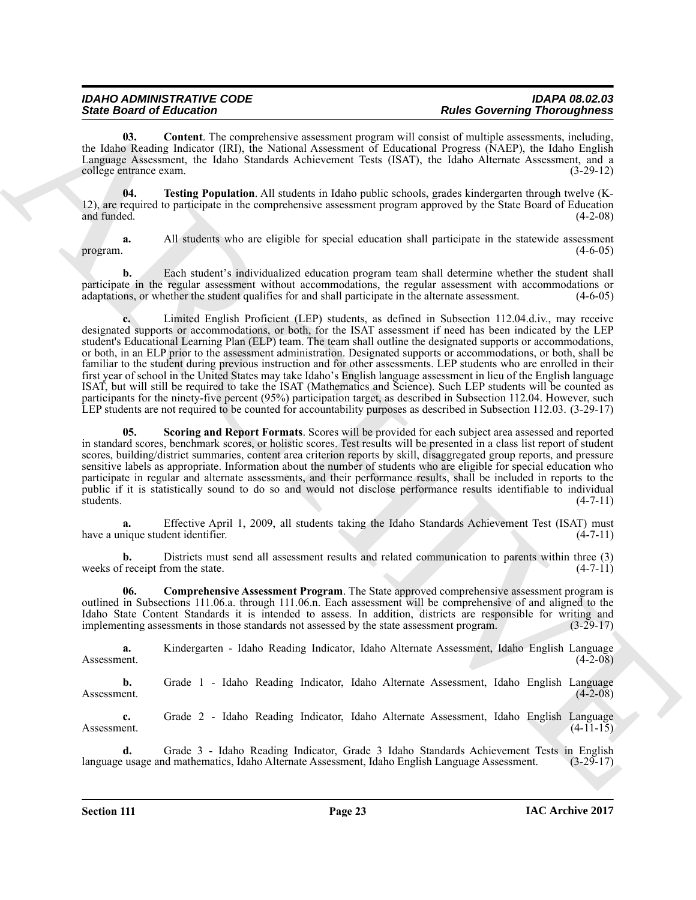**03. Content**. The comprehensive assessment program will consist of multiple assessments, including, the Idaho Reading Indicator (IRI), the National Assessment of Educational Progress (NAEP), the Idaho English Language Assessment, the Idaho Standards Achievement Tests (ISAT), the Idaho Alternate Assessment, and a college entrance exam. (3-29-12)

**04. Testing Population**. All students in Idaho public schools, grades kindergarten through twelve (K-12), are required to participate in the comprehensive assessment program approved by the State Board of Education and funded. (4-2-08)

**a.** All students who are eligible for special education shall participate in the statewide assessment program. (4-6-05)

**b.** Each student's individualized education program team shall determine whether the student shall participate in the regular assessment without accommodations, the regular assessment with accommodations or adaptations, or whether the student qualifies for and shall participate in the alternate assessment. (4-6-05)

**c.** Limited English Proficient (LEP) students, as defined in Subsection 112.04.d.iv., may receive designated supports or accommodations, or both, for the ISAT assessment if need has been indicated by the LEP student's Educational Learning Plan (ELP) team. The team shall outline the designated supports or accommodations, or both, in an ELP prior to the assessment administration. Designated supports or accommodations, or both, shall be familiar to the student during previous instruction and for other assessments. LEP students who are enrolled in their first year of school in the United States may take Idaho's English language assessment in lieu of the English language ISAT, but will still be required to take the ISAT (Mathematics and Science). Such LEP students will be counted as participants for the ninety-five percent (95%) participation target, as described in Subsection 112.04. However, such LEP students are not required to be counted for accountability purposes as described in Subsection 112.03. (3-29-17)

**05. Scoring and Report Formats**. Scores will be provided for each subject area assessed and reported in standard scores, benchmark scores, or holistic scores. Test results will be presented in a class list report of student scores, building/district summaries, content area criterion reports by skill, disaggregated group reports, and pressure sensitive labels as appropriate. Information about the number of students who are eligible for special education who participate in regular and alternate assessments, and their performance results, shall be included in reports to the public if it is statistically sound to do so and would not disclose performance results identifiable to individual students. (4-7-11)

**a.** Effective April 1, 2009, all students taking the Idaho Standards Achievement Test (ISAT) must have a unique student identifier. (4-7-11)

**b.** Districts must send all assessment results and related communication to parents within three (3) weeks of receipt from the state. (4-7-11)

**06. Comprehensive Assessment Program**. The State approved comprehensive assessment program is outlined in Subsections 111.06.a. through 111.06.n. Each assessment will be comprehensive of and aligned to the Idaho State Content Standards it is intended to assess. In addition, districts are responsible for writing and implementing assessments in those standards not assessed by the state assessment program. (3-29-17)

**a.** Kindergarten - Idaho Reading Indicator, Idaho Alternate Assessment, Idaho English Language Assessment. (4-2-08)

**b.** Grade 1 - Idaho Reading Indicator, Idaho Alternate Assessment, Idaho English Language Assessment. (4-2-08)

**c.** Grade 2 - Idaho Reading Indicator, Idaho Alternate Assessment, Idaho English Language Assessment. (4-11-15)

**d.** Grade 3 - Idaho Reading Indicator, Grade 3 Idaho Standards Achievement Tests in English language usage and mathematics, Idaho Alternate Assessment, Idaho English Language Assessment. (3-29-17)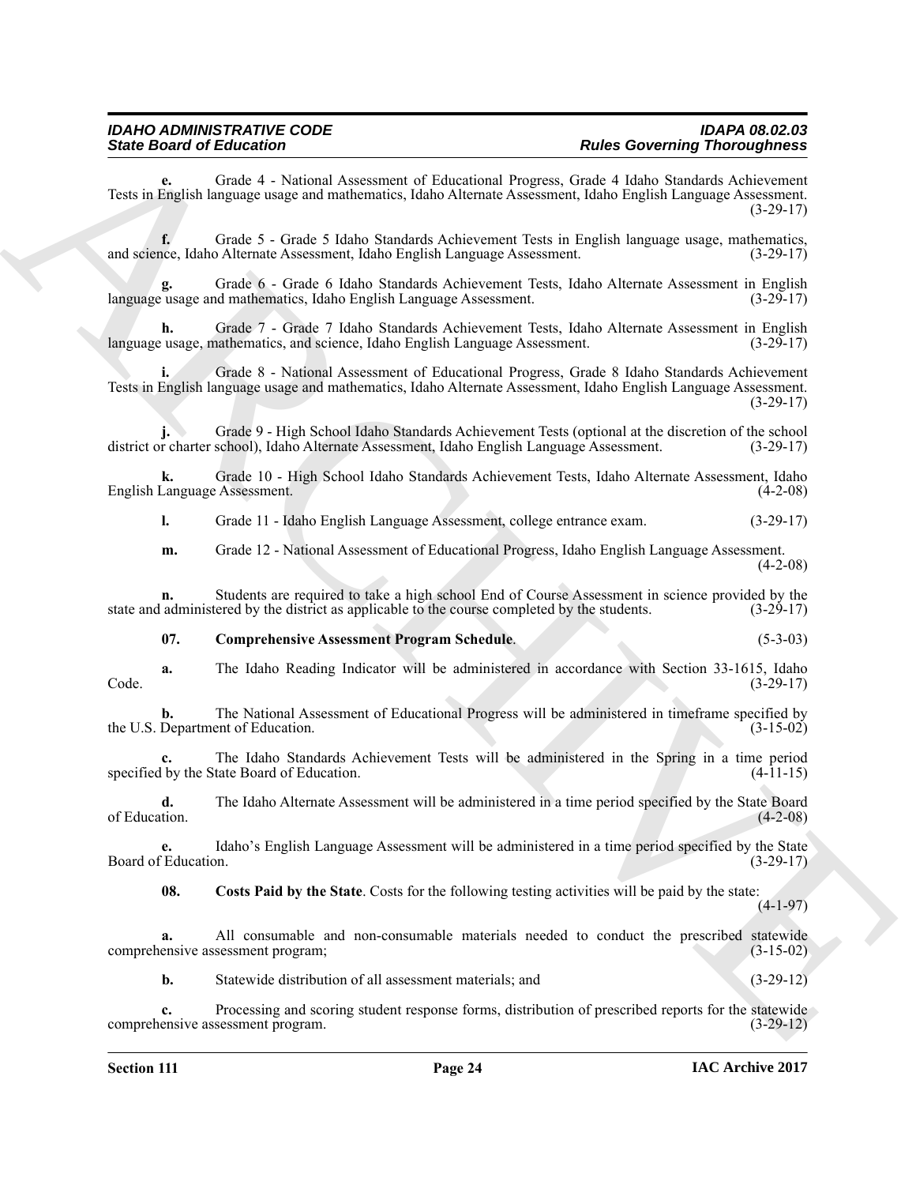**e.** Grade 4 - National Assessment of Educational Progress, Grade 4 Idaho Standards Achievement Tests in English language usage and mathematics, Idaho Alternate Assessment, Idaho English Language Assessment. (3-29-17)

**f.** Grade 5 - Grade 5 Idaho Standards Achievement Tests in English language usage, mathematics, and science, Idaho Alternate Assessment, Idaho English Language Assessment. (3-29-17)

**g.** Grade 6 - Grade 6 Idaho Standards Achievement Tests, Idaho Alternate Assessment in English language usage and mathematics, Idaho English Language Assessment. (3-29-17)

**h.** Grade 7 - Grade 7 Idaho Standards Achievement Tests, Idaho Alternate Assessment in English language usage, mathematics, and science, Idaho English Language Assessment. (3-29-17)

**i.** Grade 8 - National Assessment of Educational Progress, Grade 8 Idaho Standards Achievement Tests in English language usage and mathematics, Idaho Alternate Assessment, Idaho English Language Assessment. (3-29-17)

**j.** Grade 9 - High School Idaho Standards Achievement Tests (optional at the discretion of the school district or charter school), Idaho Alternate Assessment, Idaho English Language Assessment. (3-29-17)

**k.** Grade 10 - High School Idaho Standards Achievement Tests, Idaho Alternate Assessment, Idaho English Language Assessment. (4-2-08)

**l.** Grade 11 - Idaho English Language Assessment, college entrance exam. (3-29-17)

**m.** Grade 12 - National Assessment of Educational Progress, Idaho English Language Assessment. (4-2-08)

**n.** Students are required to take a high school End of Course Assessment in science provided by the state and administered by the district as applicable to the course completed by the students. (3-29-17)

**07. Comprehensive Assessment Program Schedule**. (5-3-03)

**a.** The Idaho Reading Indicator will be administered in accordance with Section 33-1615, Idaho Code. (3-29-17)

**b.** The National Assessment of Educational Progress will be administered in timeframe specified by the U.S. Department of Education. (3-15-02)

**c.** The Idaho Standards Achievement Tests will be administered in the Spring in a time period specified by the State Board of Education. (4-11-15)

**d.** The Idaho Alternate Assessment will be administered in a time period specified by the State Board of Education. (4-2-08)

**e.** Idaho's English Language Assessment will be administered in a time period specified by the State Board of Education. (3-29-17)

**08. Costs Paid by the State**. Costs for the following testing activities will be paid by the state: (4-1-97)

**a.** All consumable and non-consumable materials needed to conduct the prescribed statewide comprehensive assessment program; (3-15-02)

**b.** Statewide distribution of all assessment materials; and (3-29-12)

**c.** Processing and scoring student response forms, distribution of prescribed reports for the statewide comprehensive assessment program. (3-29-12)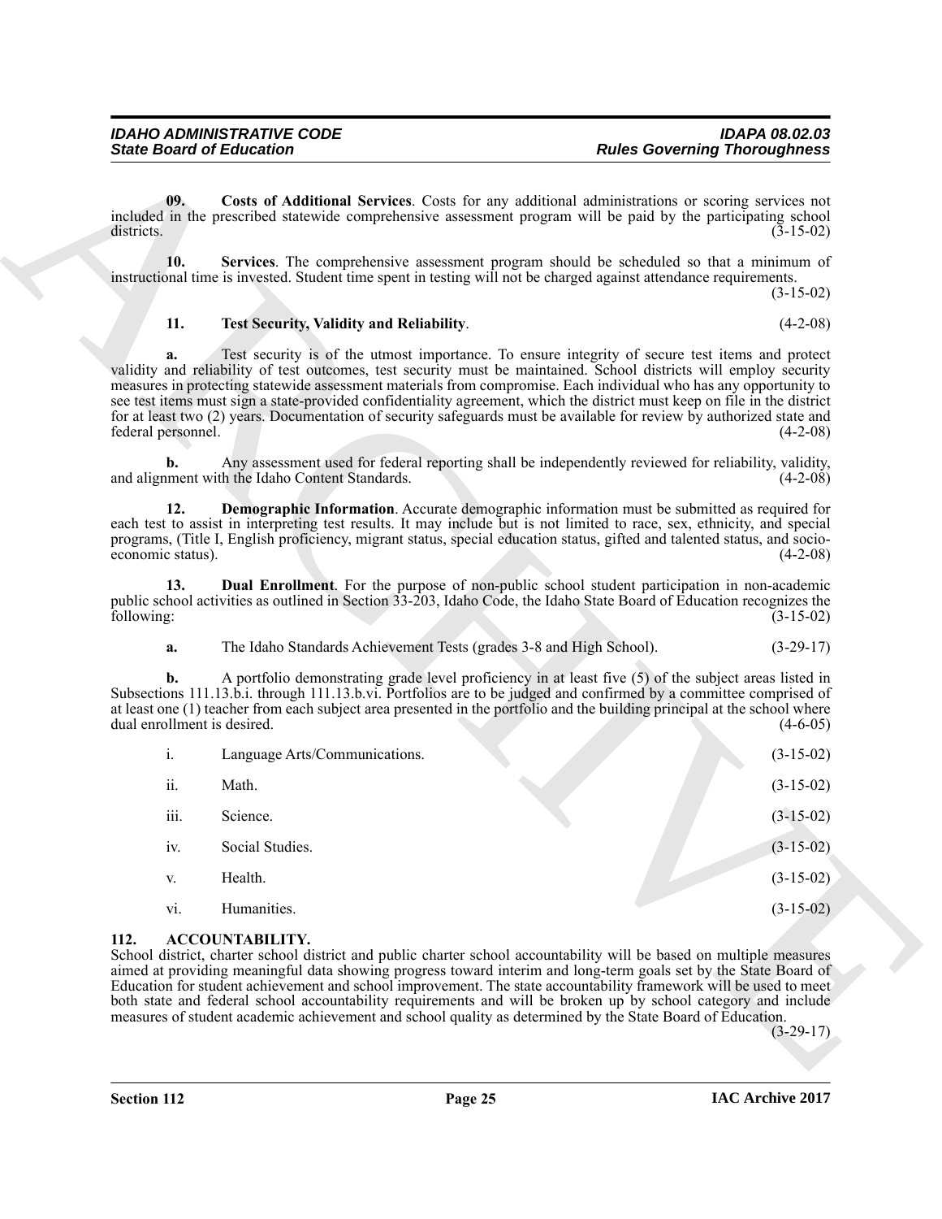**09. Costs of Additional Services**. Costs for any additional administrations or scoring services not included in the prescribed statewide comprehensive assessment program will be paid by the participating school districts. (3-15-02)

**10. Services**. The comprehensive assessment program should be scheduled so that a minimum of instructional time is invested. Student time spent in testing will not be charged against attendance requirements. (3-15-02)

**11. Test Security, Validity and Reliability**. (4-2-08)

**a.** Test security is of the utmost importance. To ensure integrity of secure test items and protect validity and reliability of test outcomes, test security must be maintained. School districts will employ security measures in protecting statewide assessment materials from compromise. Each individual who has any opportunity to see test items must sign a state-provided confidentiality agreement, which the district must keep on file in the district for at least two (2) years. Documentation of security safeguards must be available for review by authorized state and federal personnel. (4-2-08)

**b.** Any assessment used for federal reporting shall be independently reviewed for reliability, validity, and alignment with the Idaho Content Standards. (4-2-08)

**12. Demographic Information**. Accurate demographic information must be submitted as required for each test to assist in interpreting test results. It may include but is not limited to race, sex, ethnicity, and special programs, (Title I, English proficiency, migrant status, special education status, gifted and talented status, and socio-economic status). (4-2-08)

**13. Dual Enrollment**. For the purpose of non-public school student participation in non-academic public school activities as outlined in Section 33-203, Idaho Code, the Idaho State Board of Education recognizes the following: (3-15-02)

**a.** The Idaho Standards Achievement Tests (grades 3-8 and High School). (3-29-17)

**b.** A portfolio demonstrating grade level proficiency in at least five (5) of the subject areas listed in Subsections 111.13.b.i. through 111.13.b.vi. Portfolios are to be judged and confirmed by a committee comprised of at least one (1) teacher from each subject area presented in the portfolio and the building principal at the school where dual enrollment is desired. (4-6-05)

i. Language Arts/Communications. (3-15-02)

ii. Math. (3-15-02)

iii. Science. (3-15-02)

iv. Social Studies. (3-15-02)

v. Health. (3-15-02)

vi. Humanities. (3-15-02)

## 112. ACCOUNTABILITY.

School district, charter school district and public charter school accountability will be based on multiple measures aimed at providing meaningful data showing progress toward interim and long-term goals set by the State Board of Education for student achievement and school improvement. The state accountability framework will be used to meet both state and federal school accountability requirements and will be broken up by school category and include measures of student academic achievement and school quality as determined by the State Board of Education. (3-29-17)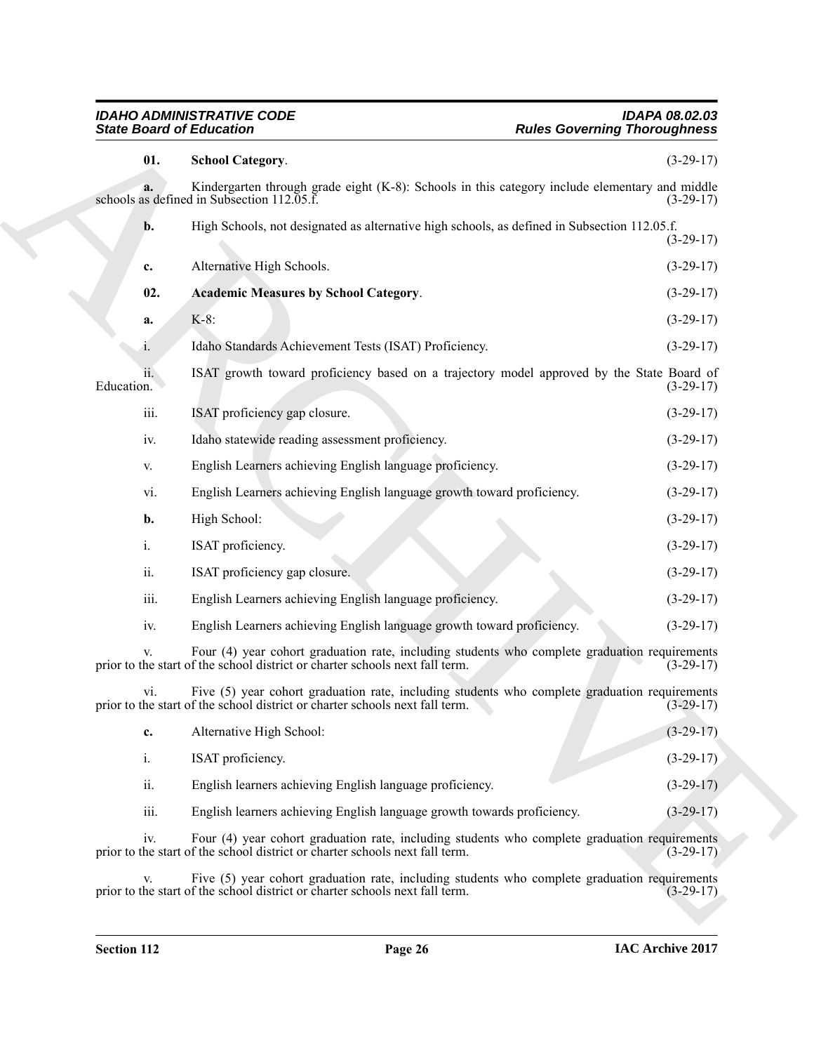**01. School Category**. (3-29-17)

**a.** Kindergarten through grade eight (K-8): Schools in this category include elementary and middle schools as defined in Subsection 112.05.f. (3-29-17)

**b.** High Schools, not designated as alternative high schools, as defined in Subsection 112.05.f. (3-29-17)

**c.** Alternative High Schools. (3-29-17)

**02. Academic Measures by School Category**. (3-29-17)

**a.** K-8: (3-29-17)

i. Idaho Standards Achievement Tests (ISAT) Proficiency. (3-29-17)

ii. ISAT growth toward proficiency based on a trajectory model approved by the State Board of Education. (3-29-17)

iii. ISAT proficiency gap closure. (3-29-17)

iv. Idaho statewide reading assessment proficiency. (3-29-17)

v. English Learners achieving English language proficiency. (3-29-17)

vi. English Learners achieving English language growth toward proficiency. (3-29-17)

**b.** High School: (3-29-17)

i. ISAT proficiency. (3-29-17)

ii. ISAT proficiency gap closure. (3-29-17)

iii. English Learners achieving English language proficiency. (3-29-17)

iv. English Learners achieving English language growth toward proficiency. (3-29-17)

v. Four (4) year cohort graduation rate, including students who complete graduation requirements prior to the start of the school district or charter schools next fall term. (3-29-17)

vi. Five (5) year cohort graduation rate, including students who complete graduation requirements prior to the start of the school district or charter schools next fall term. (3-29-17)

**c.** Alternative High School: (3-29-17)

i. ISAT proficiency. (3-29-17)

ii. English learners achieving English language proficiency. (3-29-17)

iii. English learners achieving English language growth towards proficiency. (3-29-17)

iv. Four (4) year cohort graduation rate, including students who complete graduation requirements prior to the start of the school district or charter schools next fall term. (3-29-17)

v. Five (5) year cohort graduation rate, including students who complete graduation requirements prior to the start of the school district or charter schools next fall term. (3-29-17)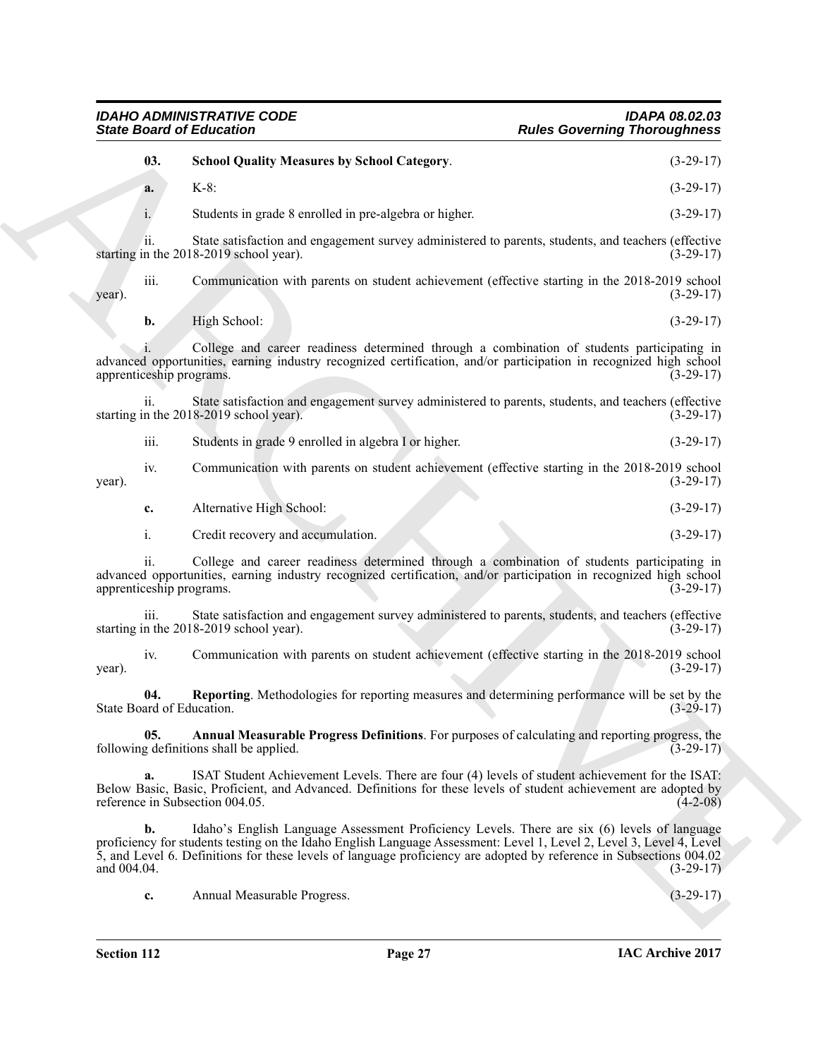**03. School Quality Measures by School Category**. (3-29-17)

**a.** K-8: (3-29-17)

i. Students in grade 8 enrolled in pre-algebra or higher. (3-29-17)

ii. State satisfaction and engagement survey administered to parents, students, and teachers (effective starting in the 2018-2019 school year). (3-29-17)

iii. Communication with parents on student achievement (effective starting in the 2018-2019 school year). (3-29-17)

**b.** High School: (3-29-17)

i. College and career readiness determined through a combination of students participating in advanced opportunities, earning industry recognized certification, and/or participation in recognized high school apprenticeship programs. (3-29-17)

ii. State satisfaction and engagement survey administered to parents, students, and teachers (effective starting in the 2018-2019 school year). (3-29-17)

iii. Students in grade 9 enrolled in algebra I or higher. (3-29-17)

iv. Communication with parents on student achievement (effective starting in the 2018-2019 school year). (3-29-17)

**c.** Alternative High School: (3-29-17)

i. Credit recovery and accumulation. (3-29-17)

ii. College and career readiness determined through a combination of students participating in advanced opportunities, earning industry recognized certification, and/or participation in recognized high school apprenticeship programs. (3-29-17)

iii. State satisfaction and engagement survey administered to parents, students, and teachers (effective starting in the 2018-2019 school year). (3-29-17)

iv. Communication with parents on student achievement (effective starting in the 2018-2019 school year). (3-29-17)

**04. Reporting**. Methodologies for reporting measures and determining performance will be set by the State Board of Education. (3-29-17)

**05. Annual Measurable Progress Definitions**. For purposes of calculating and reporting progress, the following definitions shall be applied. (3-29-17)

**a.** ISAT Student Achievement Levels. There are four (4) levels of student achievement for the ISAT: Below Basic, Basic, Proficient, and Advanced. Definitions for these levels of student achievement are adopted by reference in Subsection 004.05. (4-2-08)

**b.** Idaho's English Language Assessment Proficiency Levels. There are six (6) levels of language proficiency for students testing on the Idaho English Language Assessment: Level 1, Level 2, Level 3, Level 4, Level 5, and Level 6. Definitions for these levels of language proficiency are adopted by reference in Subsections 004.02 and 004.04. (3-29-17)

**c.** Annual Measurable Progress. (3-29-17)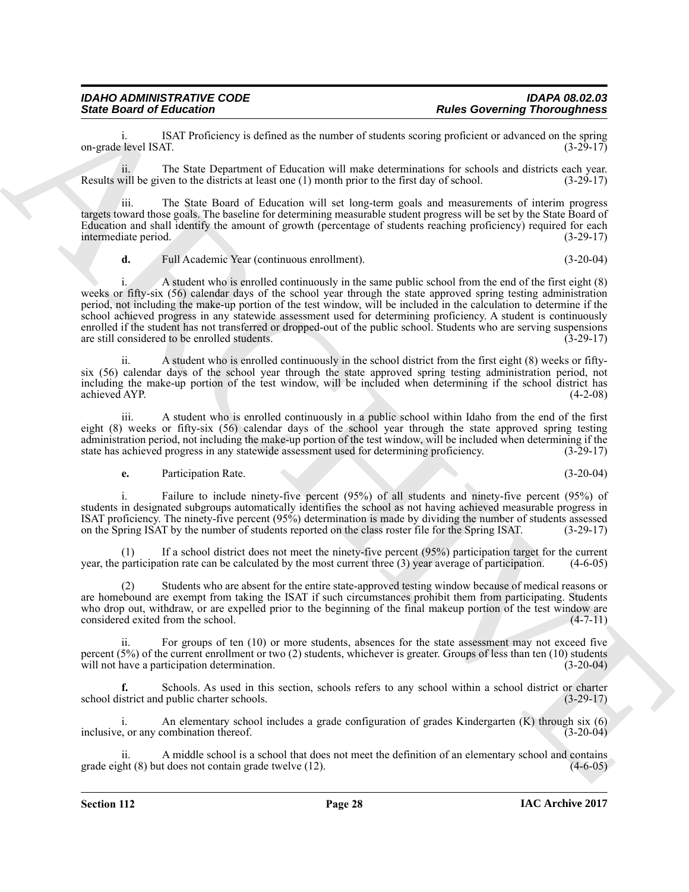i. ISAT Proficiency is defined as the number of students scoring proficient or advanced on the spring on-grade level ISAT. (3-29-17)

ii. The State Department of Education will make determinations for schools and districts each year. Results will be given to the districts at least one (1) month prior to the first day of school. (3-29-17)

iii. The State Board of Education will set long-term goals and measurements of interim progress targets toward those goals. The baseline for determining measurable student progress will be set by the State Board of Education and shall identify the amount of growth (percentage of students reaching proficiency) required for each intermediate period. (3-29-17)

**d.** Full Academic Year (continuous enrollment). (3-20-04)

i. A student who is enrolled continuously in the same public school from the end of the first eight (8) weeks or fifty-six (56) calendar days of the school year through the state approved spring testing administration period, not including the make-up portion of the test window, will be included in the calculation to determine if the school achieved progress in any statewide assessment used for determining proficiency. A student is continuously enrolled if the student has not transferred or dropped-out of the public school. Students who are serving suspensions are still considered to be enrolled students. (3-29-17)

ii. A student who is enrolled continuously in the school district from the first eight (8) weeks or fifty-six (56) calendar days of the school year through the state approved spring testing administration period, not including the make-up portion of the test window, will be included when determining if the school district has achieved AYP. (4-2-08)

iii. A student who is enrolled continuously in a public school within Idaho from the end of the first eight (8) weeks or fifty-six (56) calendar days of the school year through the state approved spring testing administration period, not including the make-up portion of the test window, will be included when determining if the state has achieved progress in any statewide assessment used for determining proficiency. (3-29-17)

**e.** Participation Rate. (3-20-04)

i. Failure to include ninety-five percent (95%) of all students and ninety-five percent (95%) of students in designated subgroups automatically identifies the school as not having achieved measurable progress in ISAT proficiency. The ninety-five percent (95%) determination is made by dividing the number of students assessed on the Spring ISAT by the number of students reported on the class roster file for the Spring ISAT. (3-29-17)

(1) If a school district does not meet the ninety-five percent (95%) participation target for the current year, the participation rate can be calculated by the most current three (3) year average of participation. (4-6-05)

(2) Students who are absent for the entire state-approved testing window because of medical reasons or are homebound are exempt from taking the ISAT if such circumstances prohibit them from participating. Students who drop out, withdraw, or are expelled prior to the beginning of the final makeup portion of the test window are considered exited from the school. (4-7-11)

ii. For groups of ten (10) or more students, absences for the state assessment may not exceed five percent (5%) of the current enrollment or two (2) students, whichever is greater. Groups of less than ten (10) students will not have a participation determination. (3-20-04)

**f.** Schools. As used in this section, schools refers to any school within a school district or charter school district and public charter schools. (3-29-17)

i. An elementary school includes a grade configuration of grades Kindergarten (K) through six (6) inclusive, or any combination thereof. (3-20-04)

ii. A middle school is a school that does not meet the definition of an elementary school and contains grade eight (8) but does not contain grade twelve (12). (4-6-05)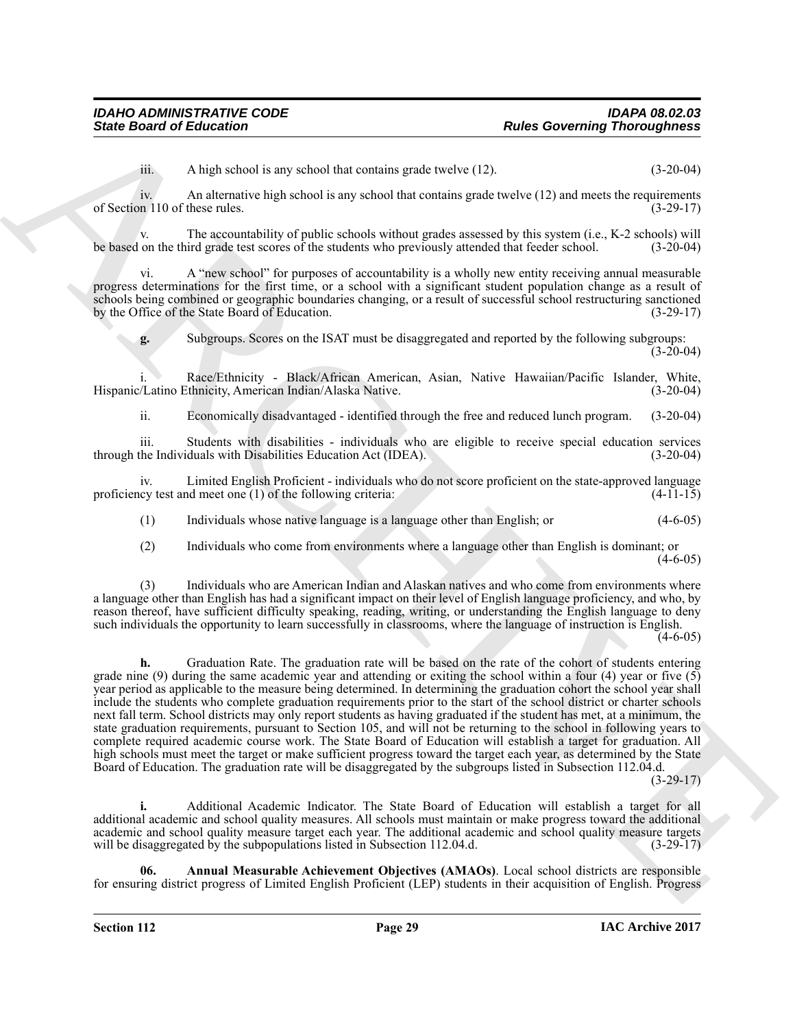iii. A high school is any school that contains grade twelve (12). (3-20-04)

iv. An alternative high school is any school that contains grade twelve (12) and meets the requirements of Section 110 of these rules. (3-29-17)

v. The accountability of public schools without grades assessed by this system (i.e., K-2 schools) will be based on the third grade test scores of the students who previously attended that feeder school. (3-20-04)

vi. A "new school" for purposes of accountability is a wholly new entity receiving annual measurable progress determinations for the first time, or a school with a significant student population change as a result of schools being combined or geographic boundaries changing, or a result of successful school restructuring sanctioned by the Office of the State Board of Education. (3-29-17)

**g.** Subgroups. Scores on the ISAT must be disaggregated and reported by the following subgroups: (3-20-04)

i. Race/Ethnicity - Black/African American, Asian, Native Hawaiian/Pacific Islander, White, Hispanic/Latino Ethnicity, American Indian/Alaska Native. (3-20-04)

ii. Economically disadvantaged - identified through the free and reduced lunch program. (3-20-04)

iii. Students with disabilities - individuals who are eligible to receive special education services through the Individuals with Disabilities Education Act (IDEA). (3-20-04)

iv. Limited English Proficient - individuals who do not score proficient on the state-approved language proficiency test and meet one (1) of the following criteria: (4-11-15)

(1) Individuals whose native language is a language other than English; or (4-6-05)

(2) Individuals who come from environments where a language other than English is dominant; or (4-6-05)

(3) Individuals who are American Indian and Alaskan natives and who come from environments where a language other than English has had a significant impact on their level of English language proficiency, and who, by reason thereof, have sufficient difficulty speaking, reading, writing, or understanding the English language to deny such individuals the opportunity to learn successfully in classrooms, where the language of instruction is English. (4-6-05)

**h.** Graduation Rate. The graduation rate will be based on the rate of the cohort of students entering grade nine (9) during the same academic year and attending or exiting the school within a four (4) year or five (5) year period as applicable to the measure being determined. In determining the graduation cohort the school year shall include the students who complete graduation requirements prior to the start of the school district or charter schools next fall term. School districts may only report students as having graduated if the student has met, at a minimum, the state graduation requirements, pursuant to Section 105, and will not be returning to the school in following years to complete required academic course work. The State Board of Education will establish a target for graduation. All high schools must meet the target or make sufficient progress toward the target each year, as determined by the State Board of Education. The graduation rate will be disaggregated by the subgroups listed in Subsection 112.04.d. (3-29-17)

**i.** Additional Academic Indicator. The State Board of Education will establish a target for all additional academic and school quality measures. All schools must maintain or make progress toward the additional academic and school quality measure target each year. The additional academic and school quality measure targets will be disaggregated by the subpopulations listed in Subsection 112.04.d. (3-29-17)

**06. Annual Measurable Achievement Objectives (AMAOs)**. Local school districts are responsible for ensuring district progress of Limited English Proficient (LEP) students in their acquisition of English. Progress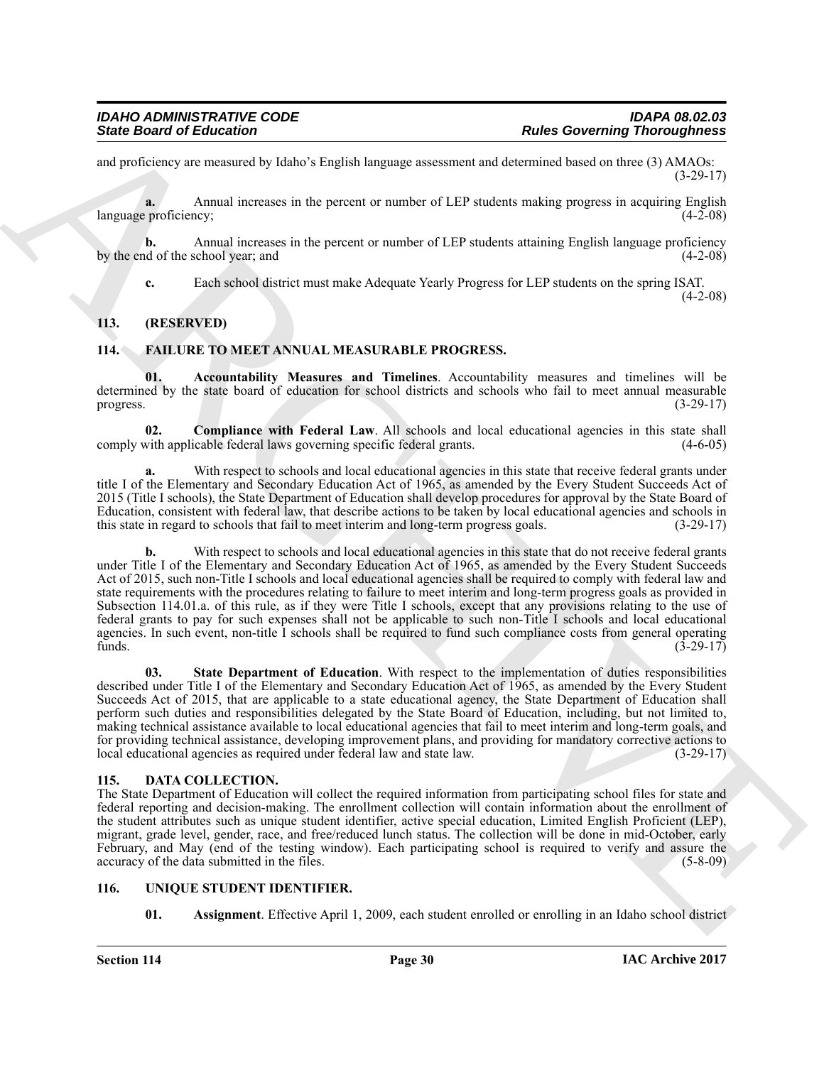and proficiency are measured by Idaho's English language assessment and determined based on three (3) AMAOs: (3-29-17)

**a.** Annual increases in the percent or number of LEP students making progress in acquiring English language proficiency; (4-2-08)

**b.** Annual increases in the percent or number of LEP students attaining English language proficiency by the end of the school year; and (4-2-08)

**c.** Each school district must make Adequate Yearly Progress for LEP students on the spring ISAT. (4-2-08)

## 113. (RESERVED)

## 114. FAILURE TO MEET ANNUAL MEASURABLE PROGRESS.

**01. Accountability Measures and Timelines**. Accountability measures and timelines will be determined by the state board of education for school districts and schools who fail to meet annual measurable progress. (3-29-17)

**02. Compliance with Federal Law**. All schools and local educational agencies in this state shall comply with applicable federal laws governing specific federal grants. (4-6-05)

**a.** With respect to schools and local educational agencies in this state that receive federal grants under title I of the Elementary and Secondary Education Act of 1965, as amended by the Every Student Succeeds Act of 2015 (Title I schools), the State Department of Education shall develop procedures for approval by the State Board of Education, consistent with federal law, that describe actions to be taken by local educational agencies and schools in this state in regard to schools that fail to meet interim and long-term progress goals. (3-29-17)

**b.** With respect to schools and local educational agencies in this state that do not receive federal grants under Title I of the Elementary and Secondary Education Act of 1965, as amended by the Every Student Succeeds Act of 2015, such non-Title I schools and local educational agencies shall be required to comply with federal law and state requirements with the procedures relating to failure to meet interim and long-term progress goals as provided in Subsection 114.01.a. of this rule, as if they were Title I schools, except that any provisions relating to the use of federal grants to pay for such expenses shall not be applicable to such non-Title I schools and local educational agencies. In such event, non-title I schools shall be required to fund such compliance costs from general operating funds. (3-29-17)

**03. State Department of Education**. With respect to the implementation of duties responsibilities described under Title I of the Elementary and Secondary Education Act of 1965, as amended by the Every Student Succeeds Act of 2015, that are applicable to a state educational agency, the State Department of Education shall perform such duties and responsibilities delegated by the State Board of Education, including, but not limited to, making technical assistance available to local educational agencies that fail to meet interim and long-term goals, and for providing technical assistance, developing improvement plans, and providing for mandatory corrective actions to local educational agencies as required under federal law and state law. (3-29-17)

## 115. DATA COLLECTION.

The State Department of Education will collect the required information from participating school files for state and federal reporting and decision-making. The enrollment collection will contain information about the enrollment of the student attributes such as unique student identifier, active special education, Limited English Proficient (LEP), migrant, grade level, gender, race, and free/reduced lunch status. The collection will be done in mid-October, early February, and May (end of the testing window). Each participating school is required to verify and assure the accuracy of the data submitted in the files. (5-8-09)

## 116. UNIQUE STUDENT IDENTIFIER.

**01. Assignment**. Effective April 1, 2009, each student enrolled or enrolling in an Idaho school district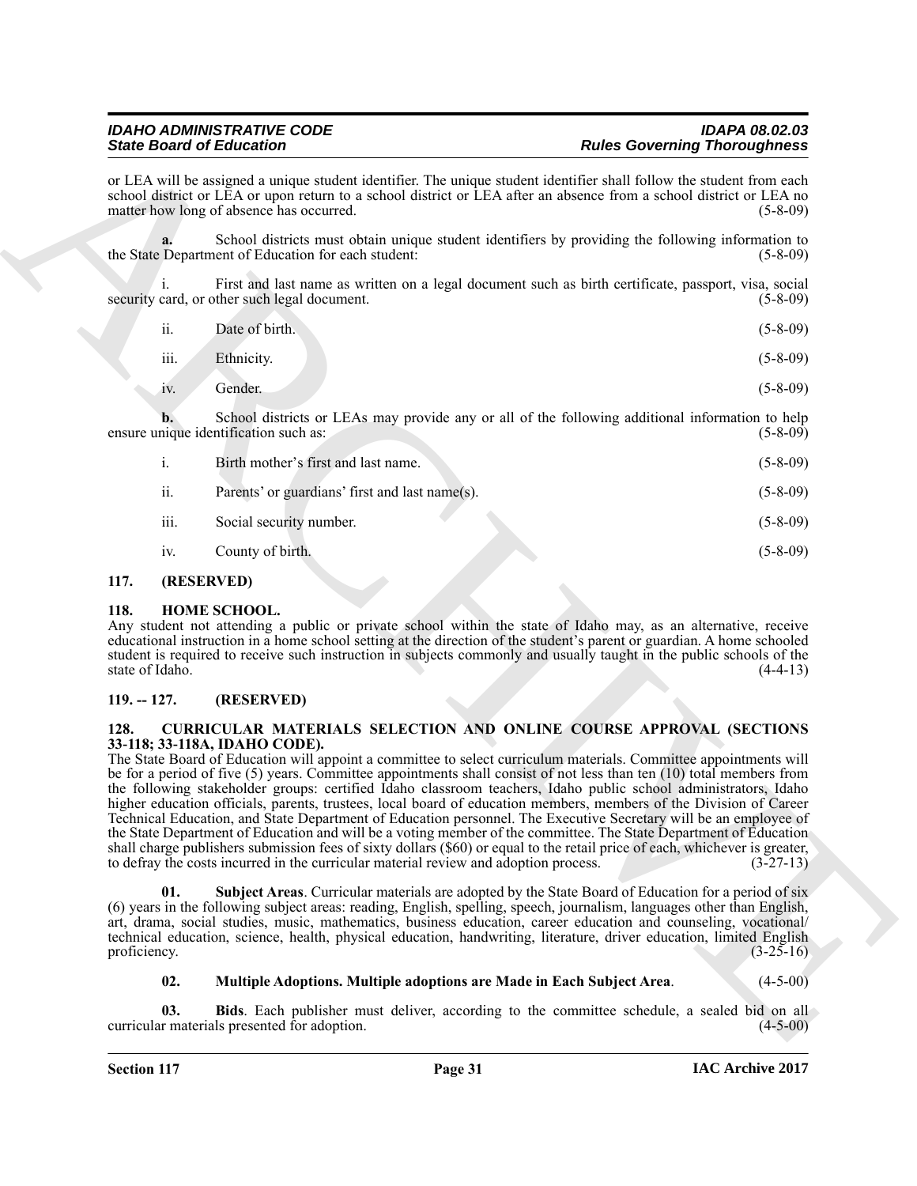or LEA will be assigned a unique student identifier. The unique student identifier shall follow the student from each school district or LEA or upon return to a school district or LEA after an absence from a school district or LEA no matter how long of absence has occurred. (5-8-09)

**a.** School districts must obtain unique student identifiers by providing the following information to the State Department of Education for each student: (5-8-09)

i. First and last name as written on a legal document such as birth certificate, passport, visa, social security card, or other such legal document. (5-8-09)

ii. Date of birth. (5-8-09)

iii. Ethnicity. (5-8-09)

iv. Gender. (5-8-09)

**b.** School districts or LEAs may provide any or all of the following additional information to help ensure unique identification such as: (5-8-09)

i. Birth mother's first and last name. (5-8-09)

ii. Parents' or guardians' first and last name(s). (5-8-09)

iii. Social security number. (5-8-09)

iv. County of birth. (5-8-09)

## 117. (RESERVED)

## 118. HOME SCHOOL.

Any student not attending a public or private school within the state of Idaho may, as an alternative, receive educational instruction in a home school setting at the direction of the student's parent or guardian. A home schooled student is required to receive such instruction in subjects commonly and usually taught in the public schools of the state of Idaho. (4-4-13)

## 119. -- 127. (RESERVED)

## 128. CURRICULAR MATERIALS SELECTION AND ONLINE COURSE APPROVAL (SECTIONS 33-118; 33-118A, IDAHO CODE).

The State Board of Education will appoint a committee to select curriculum materials. Committee appointments will be for a period of five (5) years. Committee appointments shall consist of not less than ten (10) total members from the following stakeholder groups: certified Idaho classroom teachers, Idaho public school administrators, Idaho higher education officials, parents, trustees, local board of education members, members of the Division of Career Technical Education, and State Department of Education personnel. The Executive Secretary will be an employee of the State Department of Education and will be a voting member of the committee. The State Department of Education shall charge publishers submission fees of sixty dollars ($60) or equal to the retail price of each, whichever is greater, to defray the costs incurred in the curricular material review and adoption process. (3-27-13)

**01. Subject Areas**. Curricular materials are adopted by the State Board of Education for a period of six (6) years in the following subject areas: reading, English, spelling, speech, journalism, languages other than English, art, drama, social studies, music, mathematics, business education, career education and counseling, vocational/technical education, science, health, physical education, handwriting, literature, driver education, limited English proficiency. (3-25-16)

**02. Multiple Adoptions. Multiple adoptions are Made in Each Subject Area**. (4-5-00)

**03. Bids**. Each publisher must deliver, according to the committee schedule, a sealed bid on all curricular materials presented for adoption. (4-5-00)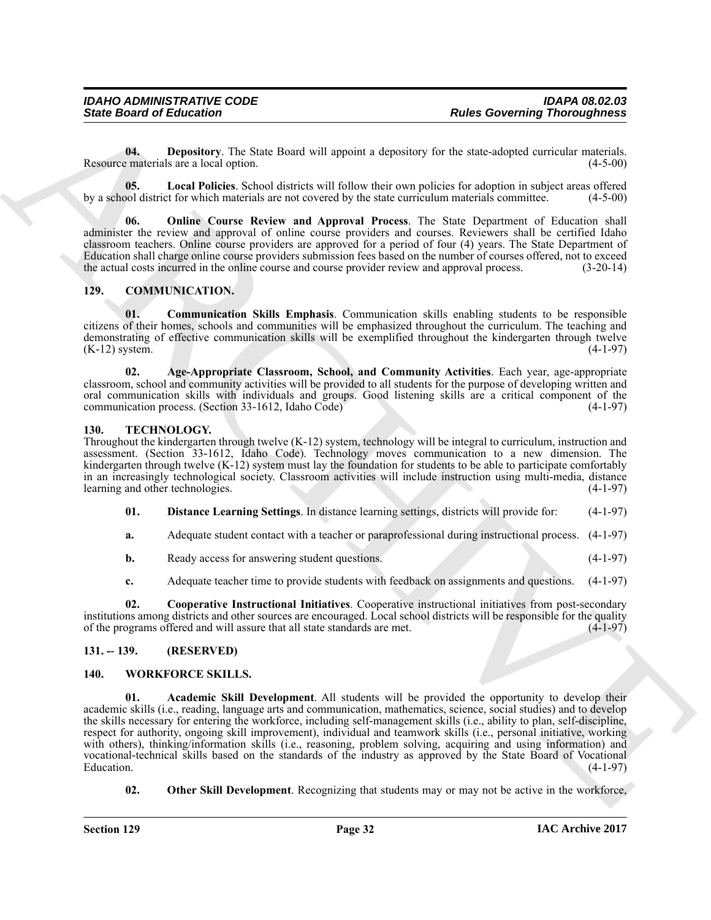**04. Depository**. The State Board will appoint a depository for the state-adopted curricular materials. Resource materials are a local option. (4-5-00)

**05. Local Policies**. School districts will follow their own policies for adoption in subject areas offered by a school district for which materials are not covered by the state curriculum materials committee. (4-5-00)

**06. Online Course Review and Approval Process**. The State Department of Education shall administer the review and approval of online course providers and courses. Reviewers shall be certified Idaho classroom teachers. Online course providers are approved for a period of four (4) years. The State Department of Education shall charge online course providers submission fees based on the number of courses offered, not to exceed the actual costs incurred in the online course and course provider review and approval process. (3-20-14)

## 129. COMMUNICATION.

**01. Communication Skills Emphasis**. Communication skills enabling students to be responsible citizens of their homes, schools and communities will be emphasized throughout the curriculum. The teaching and demonstrating of effective communication skills will be exemplified throughout the kindergarten through twelve (K-12) system. (4-1-97)

**02. Age-Appropriate Classroom, School, and Community Activities**. Each year, age-appropriate classroom, school and community activities will be provided to all students for the purpose of developing written and oral communication skills with individuals and groups. Good listening skills are a critical component of the communication process. (Section 33-1612, Idaho Code) (4-1-97)

## 130. TECHNOLOGY.

Throughout the kindergarten through twelve (K-12) system, technology will be integral to curriculum, instruction and assessment. (Section 33-1612, Idaho Code). Technology moves communication to a new dimension. The kindergarten through twelve (K-12) system must lay the foundation for students to be able to participate comfortably in an increasingly technological society. Classroom activities will include instruction using multi-media, distance learning and other technologies. (4-1-97)

**01. Distance Learning Settings**. In distance learning settings, districts will provide for: (4-1-97)

**a.** Adequate student contact with a teacher or paraprofessional during instructional process. (4-1-97)

**b.** Ready access for answering student questions. (4-1-97)

**c.** Adequate teacher time to provide students with feedback on assignments and questions. (4-1-97)

**02. Cooperative Instructional Initiatives**. Cooperative instructional initiatives from post-secondary institutions among districts and other sources are encouraged. Local school districts will be responsible for the quality of the programs offered and will assure that all state standards are met. (4-1-97)

## 131. -- 139. (RESERVED)

## 140. WORKFORCE SKILLS.

**01. Academic Skill Development**. All students will be provided the opportunity to develop their academic skills (i.e., reading, language arts and communication, mathematics, science, social studies) and to develop the skills necessary for entering the workforce, including self-management skills (i.e., ability to plan, self-discipline, respect for authority, ongoing skill improvement), individual and teamwork skills (i.e., personal initiative, working with others), thinking/information skills (i.e., reasoning, problem solving, acquiring and using information) and vocational-technical skills based on the standards of the industry as approved by the State Board of Vocational Education. (4-1-97)

**02. Other Skill Development**. Recognizing that students may or may not be active in the workforce,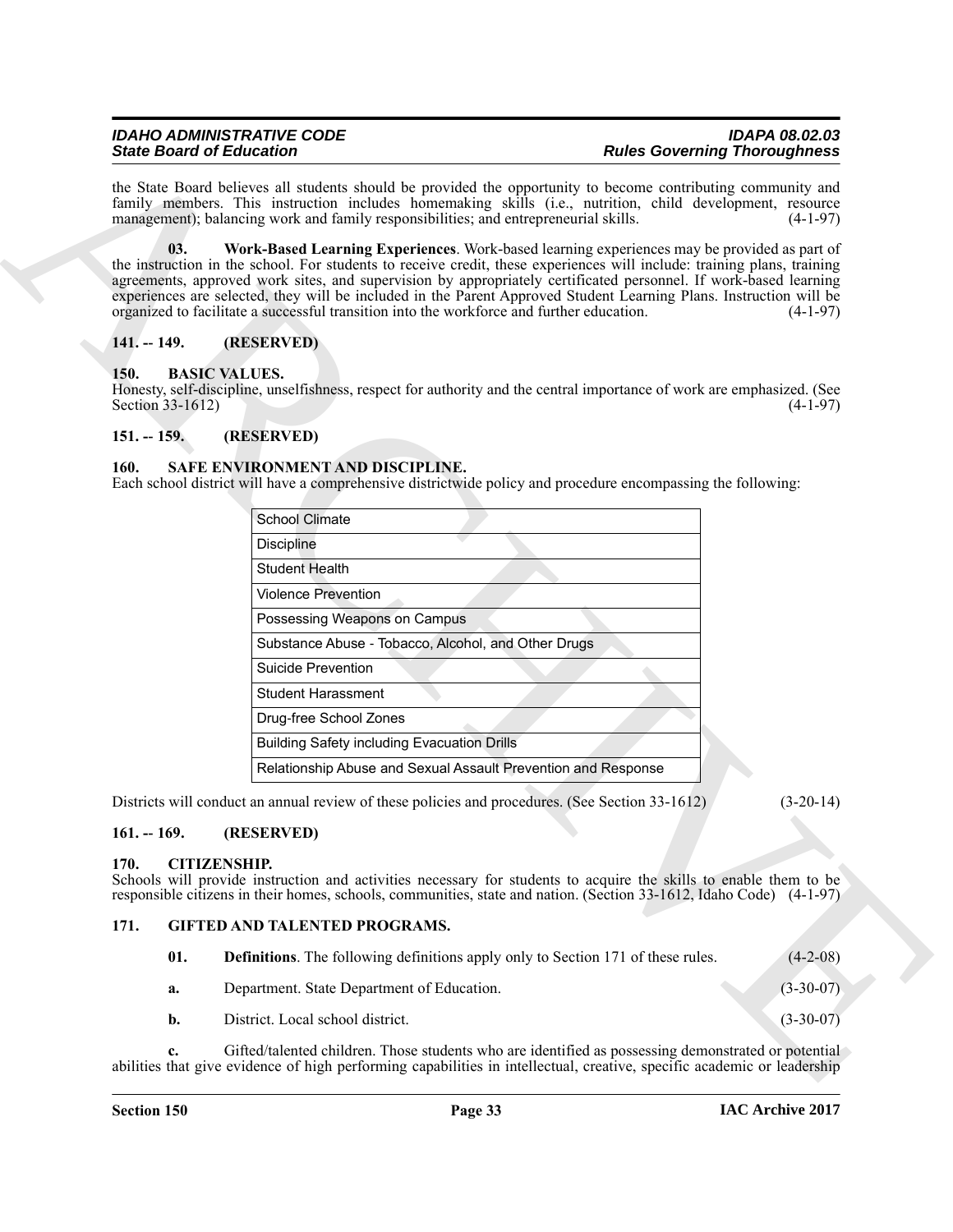the State Board believes all students should be provided the opportunity to become contributing community and family members. This instruction includes homemaking skills (i.e., nutrition, child development, resource management); balancing work and family responsibilities; and entrepreneurial skills. (4-1-97)

**03. Work-Based Learning Experiences**. Work-based learning experiences may be provided as part of the instruction in the school. For students to receive credit, these experiences will include: training plans, training agreements, approved work sites, and supervision by appropriately certificated personnel. If work-based learning experiences are selected, they will be included in the Parent Approved Student Learning Plans. Instruction will be organized to facilitate a successful transition into the workforce and further education. (4-1-97)

## 141. -- 149. (RESERVED)

## 150. BASIC VALUES.

Honesty, self-discipline, unselfishness, respect for authority and the central importance of work are emphasized. (See Section 33-1612) (4-1-97)

## 151. -- 159. (RESERVED)

## 160. SAFE ENVIRONMENT AND DISCIPLINE.

Each school district will have a comprehensive districtwide policy and procedure encompassing the following:

| School Climate |
|---|
| Discipline |
| Student Health |
| Violence Prevention |
| Possessing Weapons on Campus |
| Substance Abuse - Tobacco, Alcohol, and Other Drugs |
| Suicide Prevention |
| Student Harassment |
| Drug-free School Zones |
| Building Safety including Evacuation Drills |
| Relationship Abuse and Sexual Assault Prevention and Response |

Districts will conduct an annual review of these policies and procedures. (See Section 33-1612) (3-20-14)

## 161. -- 169. (RESERVED)

## 170. CITIZENSHIP.

Schools will provide instruction and activities necessary for students to acquire the skills to enable them to be responsible citizens in their homes, schools, communities, state and nation. (Section 33-1612, Idaho Code) (4-1-97)

## 171. GIFTED AND TALENTED PROGRAMS.

**01. Definitions**. The following definitions apply only to Section 171 of these rules. (4-2-08)

**a.** Department. State Department of Education. (3-30-07)

**b.** District. Local school district. (3-30-07)

**c.** Gifted/talented children. Those students who are identified as possessing demonstrated or potential abilities that give evidence of high performing capabilities in intellectual, creative, specific academic or leadership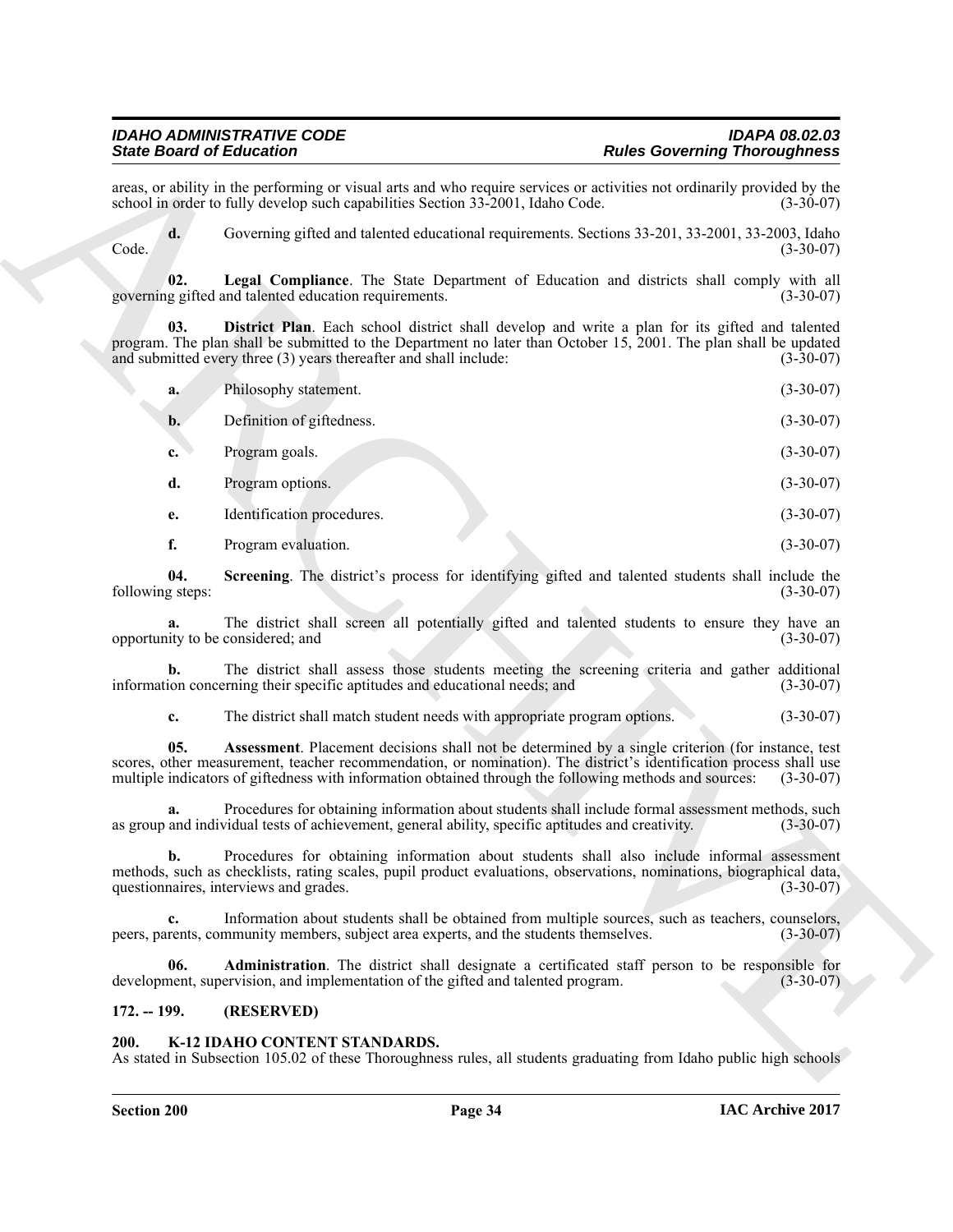areas, or ability in the performing or visual arts and who require services or activities not ordinarily provided by the school in order to fully develop such capabilities Section 33-2001, Idaho Code. (3-30-07)

**d.** Governing gifted and talented educational requirements. Sections 33-201, 33-2001, 33-2003, Idaho Code. (3-30-07)

**02. Legal Compliance**. The State Department of Education and districts shall comply with all governing gifted and talented education requirements. (3-30-07)

**03. District Plan**. Each school district shall develop and write a plan for its gifted and talented program. The plan shall be submitted to the Department no later than October 15, 2001. The plan shall be updated and submitted every three (3) years thereafter and shall include: (3-30-07)

**a.** Philosophy statement. (3-30-07)

**b.** Definition of giftedness. (3-30-07)

**c.** Program goals. (3-30-07)

**d.** Program options. (3-30-07)

**e.** Identification procedures. (3-30-07)

**f.** Program evaluation. (3-30-07)

**04. Screening**. The district's process for identifying gifted and talented students shall include the following steps: (3-30-07)

**a.** The district shall screen all potentially gifted and talented students to ensure they have an opportunity to be considered; and (3-30-07)

**b.** The district shall assess those students meeting the screening criteria and gather additional information concerning their specific aptitudes and educational needs; and (3-30-07)

**c.** The district shall match student needs with appropriate program options. (3-30-07)

**05. Assessment**. Placement decisions shall not be determined by a single criterion (for instance, test scores, other measurement, teacher recommendation, or nomination). The district's identification process shall use multiple indicators of giftedness with information obtained through the following methods and sources: (3-30-07)

**a.** Procedures for obtaining information about students shall include formal assessment methods, such as group and individual tests of achievement, general ability, specific aptitudes and creativity. (3-30-07)

**b.** Procedures for obtaining information about students shall also include informal assessment methods, such as checklists, rating scales, pupil product evaluations, observations, nominations, biographical data, questionnaires, interviews and grades. (3-30-07)

**c.** Information about students shall be obtained from multiple sources, such as teachers, counselors, peers, parents, community members, subject area experts, and the students themselves. (3-30-07)

**06. Administration**. The district shall designate a certificated staff person to be responsible for development, supervision, and implementation of the gifted and talented program. (3-30-07)

### 172. -- 199. (RESERVED)

### 200. K-12 IDAHO CONTENT STANDARDS.

As stated in Subsection 105.02 of these Thoroughness rules, all students graduating from Idaho public high schools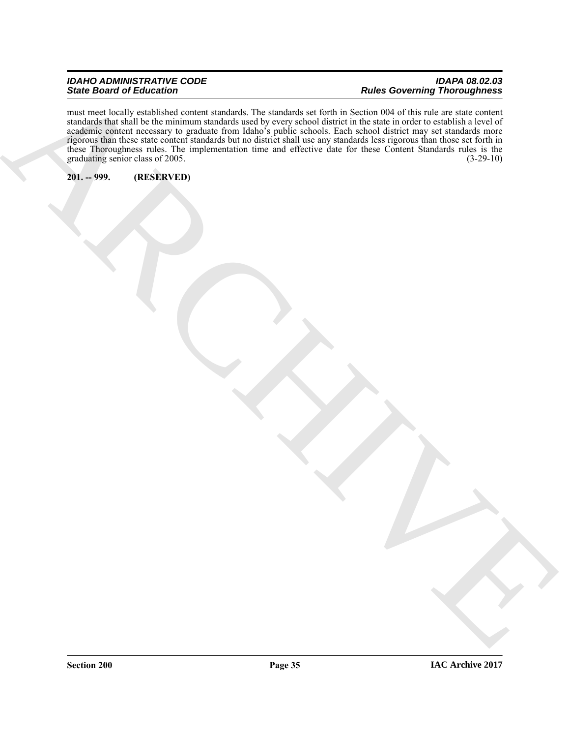must meet locally established content standards. The standards set forth in Section 004 of this rule are state content standards that shall be the minimum standards used by every school district in the state in order to establish a level of academic content necessary to graduate from Idaho's public schools. Each school district may set standards more rigorous than these state content standards but no district shall use any standards less rigorous than those set forth in these Thoroughness rules. The implementation time and effective date for these Content Standards rules is the graduating senior class of 2005. (3-29-10)

**201. -- 999. (RESERVED)**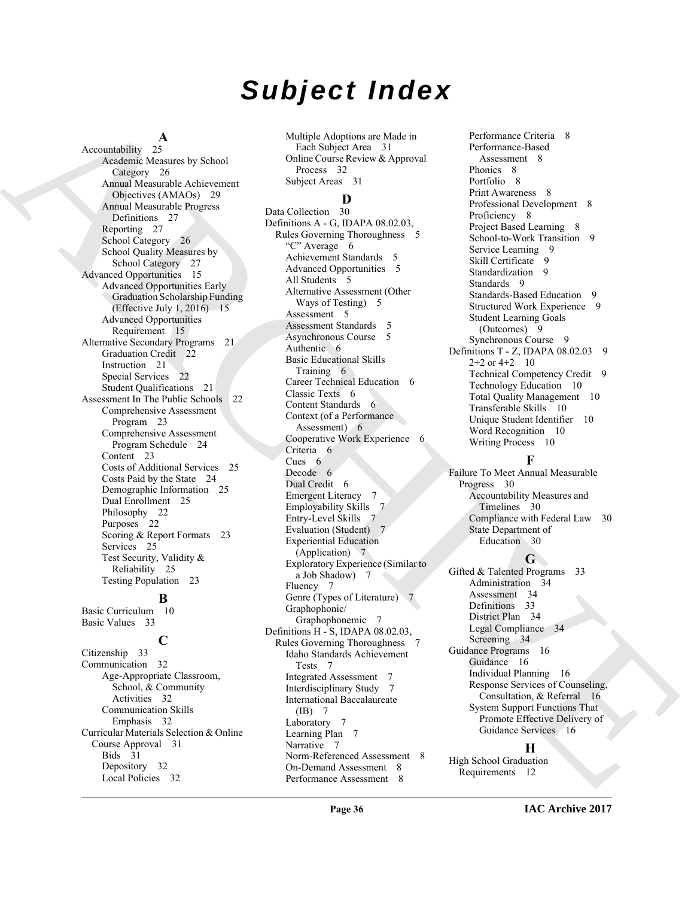# Subject Index

**A**

Accountability 25
- Academic Measures by School Category 26
- Annual Measurable Achievement Objectives (AMAOs) 29
- Annual Measurable Progress Definitions 27
- Reporting 27
- School Category 26
- School Quality Measures by School Category 27

Advanced Opportunities 15
- Advanced Opportunities Early Graduation Scholarship Funding (Effective July 1, 2016) 15
- Advanced Opportunities Requirement 15

Alternative Secondary Programs 21
- Graduation Credit 22
- Instruction 21
- Special Services 22
- Student Qualifications 21

Assessment In The Public Schools 22
- Comprehensive Assessment Program 23
- Comprehensive Assessment Program Schedule 24
- Content 23
- Costs of Additional Services 25
- Costs Paid by the State 24
- Demographic Information 25
- Dual Enrollment 25
- Philosophy 22
- Purposes 22
- Scoring & Report Formats 23
- Services 25
- Test Security, Validity & Reliability 25
- Testing Population 23

**B**

Basic Curriculum 10

Basic Values 33

**C**

Citizenship 33

Communication 32
- Age-Appropriate Classroom, School, & Community Activities 32
- Communication Skills Emphasis 32

Curricular Materials Selection & Online Course Approval 31
- Bids 31
- Depository 32
- Local Policies 32
- Multiple Adoptions are Made in Each Subject Area 31
- Online Course Review & Approval Process 32
- Subject Areas 31

**D**

Data Collection 30

Definitions A - G, IDAPA 08.02.03, Rules Governing Thoroughness 5
- "C" Average 6
- Achievement Standards 5
- Advanced Opportunities 5
- All Students 5
- Alternative Assessment (Other Ways of Testing) 5
- Assessment 5
- Assessment Standards 5
- Asynchronous Course 5
- Authentic 6
- Basic Educational Skills Training 6
- Career Technical Education 6
- Classic Texts 6
- Content Standards 6
- Context (of a Performance Assessment) 6
- Cooperative Work Experience 6
- Criteria 6
- Cues 6
- Decode 6
- Dual Credit 6
- Emergent Literacy 7
- Employability Skills 7
- Entry-Level Skills 7
- Evaluation (Student) 7
- Experiential Education (Application) 7
- Exploratory Experience (Similar to a Job Shadow) 7
- Fluency 7
- Genre (Types of Literature) 7
- Graphophonic/ Graphophonemic 7

Definitions H - S, IDAPA 08.02.03, Rules Governing Thoroughness 7
- Idaho Standards Achievement Tests 7
- Integrated Assessment 7
- Interdisciplinary Study 7
- International Baccalaureate (IB) 7
- Laboratory 7
- Learning Plan 7
- Narrative 7
- Norm-Referenced Assessment 8
- On-Demand Assessment 8
- Performance Assessment 8
- Performance Criteria 8
- Performance-Based Assessment 8
- Phonics 8
- Portfolio 8
- Print Awareness 8
- Professional Development 8
- Proficiency 8
- Project Based Learning 8
- School-to-Work Transition 9
- Service Learning 9
- Skill Certificate 9
- Standardization 9
- Standards 9
- Standards-Based Education 9
- Structured Work Experience 9
- Student Learning Goals (Outcomes) 9
- Synchronous Course 9

Definitions T - Z, IDAPA 08.02.03 9
- 2+2 or 4+2 10
- Technical Competency Credit 9
- Technology Education 10
- Total Quality Management 10
- Transferable Skills 10
- Unique Student Identifier 10
- Word Recognition 10
- Writing Process 10

**F**

Failure To Meet Annual Measurable Progress 30
- Accountability Measures and Timelines 30
- Compliance with Federal Law 30
- State Department of Education 30

**G**

Gifted & Talented Programs 33
- Administration 34
- Assessment 34
- Definitions 33
- District Plan 34
- Legal Compliance 34
- Screening 34

Guidance Programs 16
- Guidance 16
- Individual Planning 16
- Response Services of Counseling, Consultation, & Referral 16
- System Support Functions That Promote Effective Delivery of Guidance Services 16

**H**

High School Graduation Requirements 12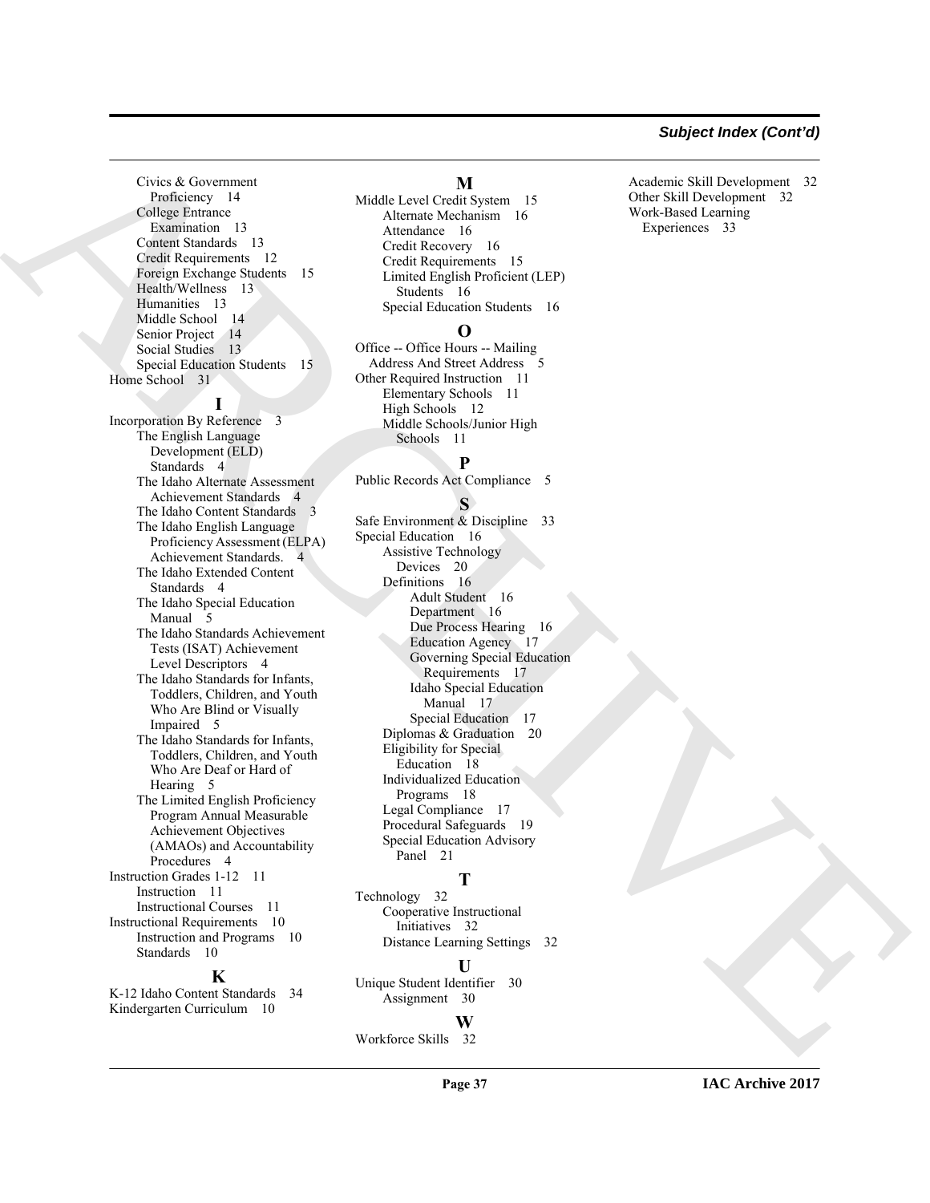Civics & Government Proficiency 14
College Entrance Examination 13
Content Standards 13
Credit Requirements 12
Foreign Exchange Students 15
Health/Wellness 13
Humanities 13
Middle School 14
Senior Project 14
Social Studies 13
Special Education Students 15

Home School 31

### I

Incorporation By Reference 3
- The English Language Development (ELD) Standards 4
- The Idaho Alternate Assessment Achievement Standards 4
- The Idaho Content Standards 3
- The Idaho English Language Proficiency Assessment (ELPA) Achievement Standards. 4
- The Idaho Extended Content Standards 4
- The Idaho Special Education Manual 5
- The Idaho Standards Achievement Tests (ISAT) Achievement Level Descriptors 4
- The Idaho Standards for Infants, Toddlers, Children, and Youth Who Are Blind or Visually Impaired 5
- The Idaho Standards for Infants, Toddlers, Children, and Youth Who Are Deaf or Hard of Hearing 5
- The Limited English Proficiency Program Annual Measurable Achievement Objectives (AMAOs) and Accountability Procedures 4

Instruction Grades 1-12 11
- Instruction 11
- Instructional Courses 11

Instructional Requirements 10
- Instruction and Programs 10
- Standards 10

### K

K-12 Idaho Content Standards 34
Kindergarten Curriculum 10

### M

Middle Level Credit System 15
- Alternate Mechanism 16
- Attendance 16
- Credit Recovery 16
- Credit Requirements 15
- Limited English Proficient (LEP) Students 16
- Special Education Students 16

### O

Office -- Office Hours -- Mailing Address And Street Address 5

Other Required Instruction 11
- Elementary Schools 11
- High Schools 12
- Middle Schools/Junior High Schools 11

### P

Public Records Act Compliance 5

### S

Safe Environment & Discipline 33

Special Education 16
- Assistive Technology Devices 20
- Definitions 16
  - Adult Student 16
  - Department 16
  - Due Process Hearing 16
  - Education Agency 17
  - Governing Special Education Requirements 17
  - Idaho Special Education Manual 17
  - Special Education 17
- Diplomas & Graduation 20
- Eligibility for Special Education 18
- Individualized Education Programs 18
- Legal Compliance 17
- Procedural Safeguards 19
- Special Education Advisory Panel 21

### T

Technology 32
- Cooperative Instructional Initiatives 32
- Distance Learning Settings 32

### U

Unique Student Identifier 30
- Assignment 30

### W

Workforce Skills 32
- Academic Skill Development 32
- Other Skill Development 32
- Work-Based Learning Experiences 33